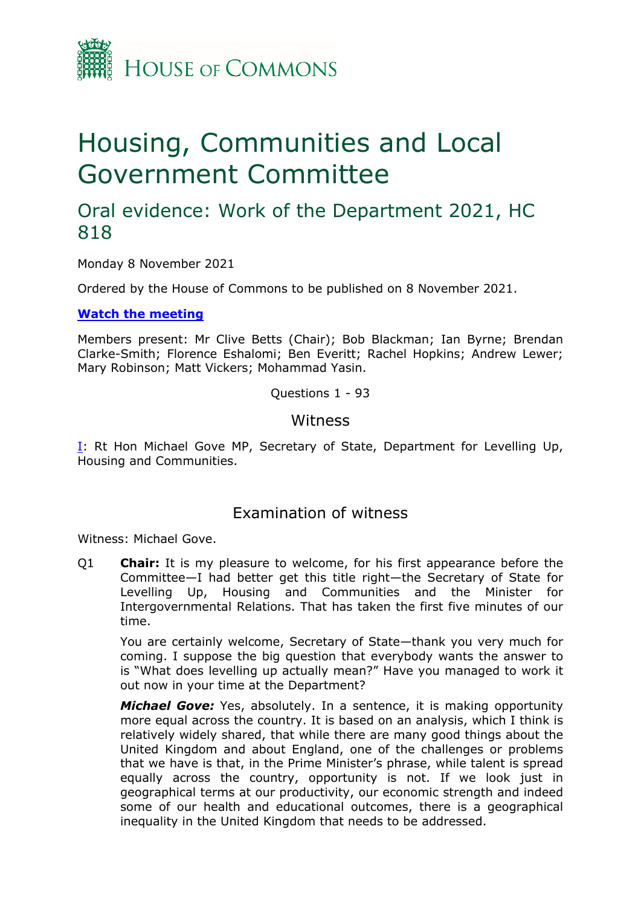House of Commons

# Housing, Communities and Local Government Committee

## Oral evidence: Work of the Department 2021, HC 818

Monday 8 November 2021

Ordered by the House of Commons to be published on 8 November 2021.

**[Watch the meeting]**

Members present: Mr Clive Betts (Chair); Bob Blackman; Ian Byrne; Brendan Clarke-Smith; Florence Eshalomi; Ben Everitt; Rachel Hopkins; Andrew Lewer; Mary Robinson; Matt Vickers; Mohammad Yasin.

Questions 1 - 93

### Witness

I: Rt Hon Michael Gove MP, Secretary of State, Department for Levelling Up, Housing and Communities.

### Examination of witness

Witness: Michael Gove.

Q1 **Chair:** It is my pleasure to welcome, for his first appearance before the Committee—I had better get this title right—the Secretary of State for Levelling Up, Housing and Communities and the Minister for Intergovernmental Relations. That has taken the first five minutes of our time.

You are certainly welcome, Secretary of State—thank you very much for coming. I suppose the big question that everybody wants the answer to is "What does levelling up actually mean?" Have you managed to work it out now in your time at the Department?

***Michael Gove:*** Yes, absolutely. In a sentence, it is making opportunity more equal across the country. It is based on an analysis, which I think is relatively widely shared, that while there are many good things about the United Kingdom and about England, one of the challenges or problems that we have is that, in the Prime Minister's phrase, while talent is spread equally across the country, opportunity is not. If we look just in geographical terms at our productivity, our economic strength and indeed some of our health and educational outcomes, there is a geographical inequality in the United Kingdom that needs to be addressed.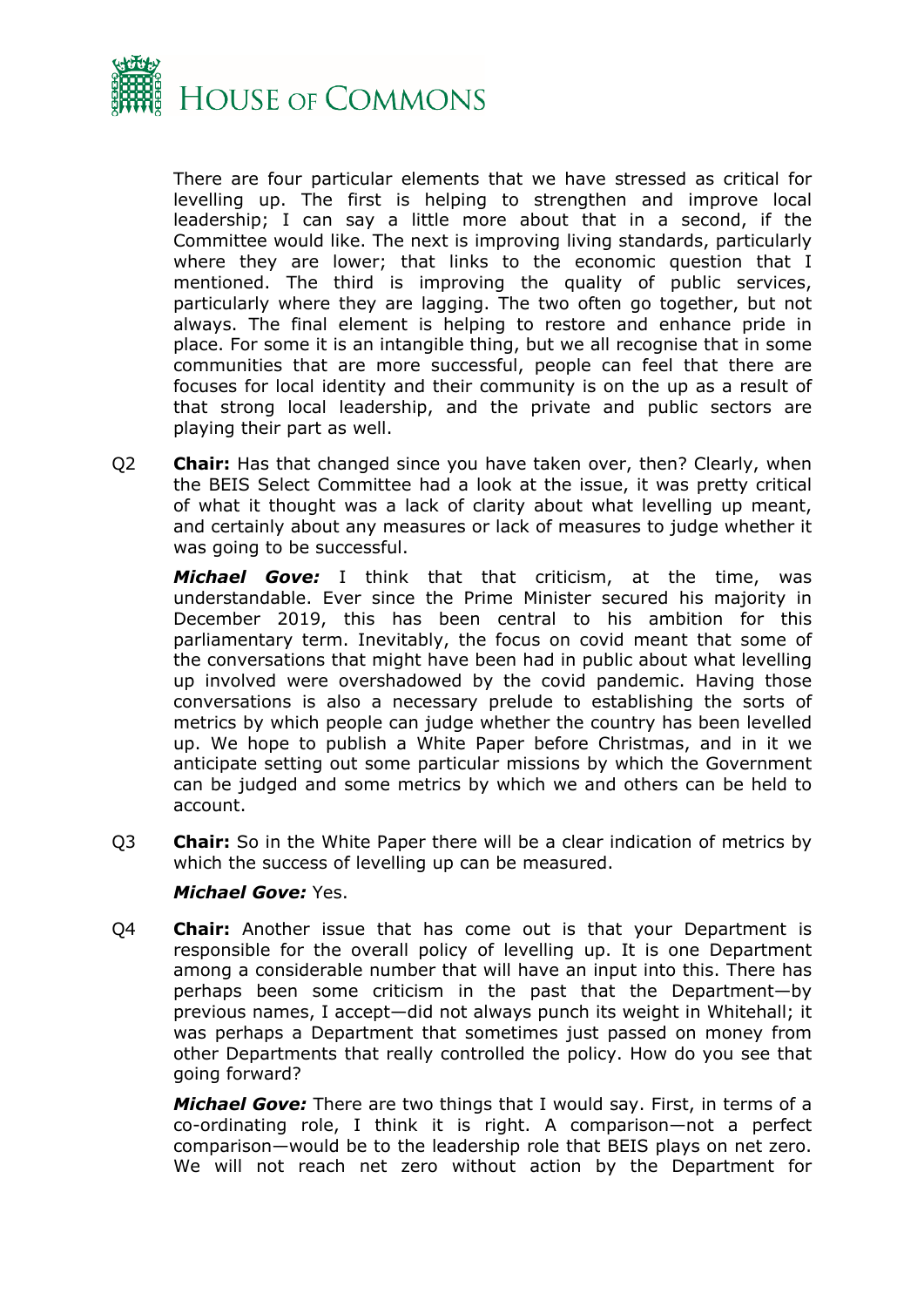There are four particular elements that we have stressed as critical for levelling up. The first is helping to strengthen and improve local leadership; I can say a little more about that in a second, if the Committee would like. The next is improving living standards, particularly where they are lower; that links to the economic question that I mentioned. The third is improving the quality of public services, particularly where they are lagging. The two often go together, but not always. The final element is helping to restore and enhance pride in place. For some it is an intangible thing, but we all recognise that in some communities that are more successful, people can feel that there are focuses for local identity and their community is on the up as a result of that strong local leadership, and the private and public sectors are playing their part as well.

Q2 **Chair:** Has that changed since you have taken over, then? Clearly, when the BEIS Select Committee had a look at the issue, it was pretty critical of what it thought was a lack of clarity about what levelling up meant, and certainly about any measures or lack of measures to judge whether it was going to be successful.

***Michael Gove:*** I think that that criticism, at the time, was understandable. Ever since the Prime Minister secured his majority in December 2019, this has been central to his ambition for this parliamentary term. Inevitably, the focus on covid meant that some of the conversations that might have been had in public about what levelling up involved were overshadowed by the covid pandemic. Having those conversations is also a necessary prelude to establishing the sorts of metrics by which people can judge whether the country has been levelled up. We hope to publish a White Paper before Christmas, and in it we anticipate setting out some particular missions by which the Government can be judged and some metrics by which we and others can be held to account.

Q3 **Chair:** So in the White Paper there will be a clear indication of metrics by which the success of levelling up can be measured.

***Michael Gove:*** Yes.

Q4 **Chair:** Another issue that has come out is that your Department is responsible for the overall policy of levelling up. It is one Department among a considerable number that will have an input into this. There has perhaps been some criticism in the past that the Department—by previous names, I accept—did not always punch its weight in Whitehall; it was perhaps a Department that sometimes just passed on money from other Departments that really controlled the policy. How do you see that going forward?

***Michael Gove:*** There are two things that I would say. First, in terms of a co-ordinating role, I think it is right. A comparison—not a perfect comparison—would be to the leadership role that BEIS plays on net zero. We will not reach net zero without action by the Department for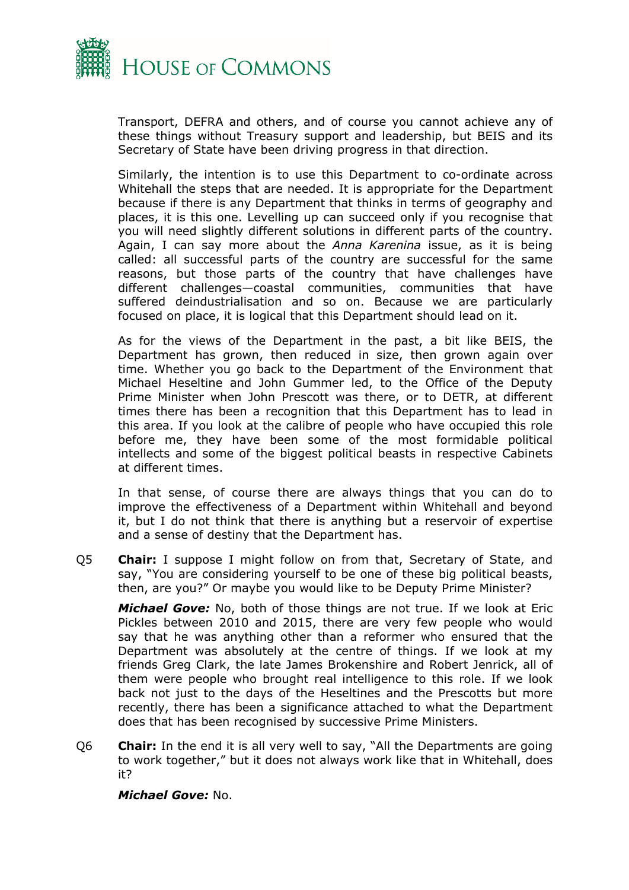Transport, DEFRA and others, and of course you cannot achieve any of these things without Treasury support and leadership, but BEIS and its Secretary of State have been driving progress in that direction.

Similarly, the intention is to use this Department to co-ordinate across Whitehall the steps that are needed. It is appropriate for the Department because if there is any Department that thinks in terms of geography and places, it is this one. Levelling up can succeed only if you recognise that you will need slightly different solutions in different parts of the country. Again, I can say more about the *Anna Karenina* issue, as it is being called: all successful parts of the country are successful for the same reasons, but those parts of the country that have challenges have different challenges—coastal communities, communities that have suffered deindustrialisation and so on. Because we are particularly focused on place, it is logical that this Department should lead on it.

As for the views of the Department in the past, a bit like BEIS, the Department has grown, then reduced in size, then grown again over time. Whether you go back to the Department of the Environment that Michael Heseltine and John Gummer led, to the Office of the Deputy Prime Minister when John Prescott was there, or to DETR, at different times there has been a recognition that this Department has to lead in this area. If you look at the calibre of people who have occupied this role before me, they have been some of the most formidable political intellects and some of the biggest political beasts in respective Cabinets at different times.

In that sense, of course there are always things that you can do to improve the effectiveness of a Department within Whitehall and beyond it, but I do not think that there is anything but a reservoir of expertise and a sense of destiny that the Department has.

Q5 **Chair:** I suppose I might follow on from that, Secretary of State, and say, "You are considering yourself to be one of these big political beasts, then, are you?" Or maybe you would like to be Deputy Prime Minister?

***Michael Gove:*** No, both of those things are not true. If we look at Eric Pickles between 2010 and 2015, there are very few people who would say that he was anything other than a reformer who ensured that the Department was absolutely at the centre of things. If we look at my friends Greg Clark, the late James Brokenshire and Robert Jenrick, all of them were people who brought real intelligence to this role. If we look back not just to the days of the Heseltines and the Prescotts but more recently, there has been a significance attached to what the Department does that has been recognised by successive Prime Ministers.

Q6 **Chair:** In the end it is all very well to say, "All the Departments are going to work together," but it does not always work like that in Whitehall, does it?

***Michael Gove:*** No.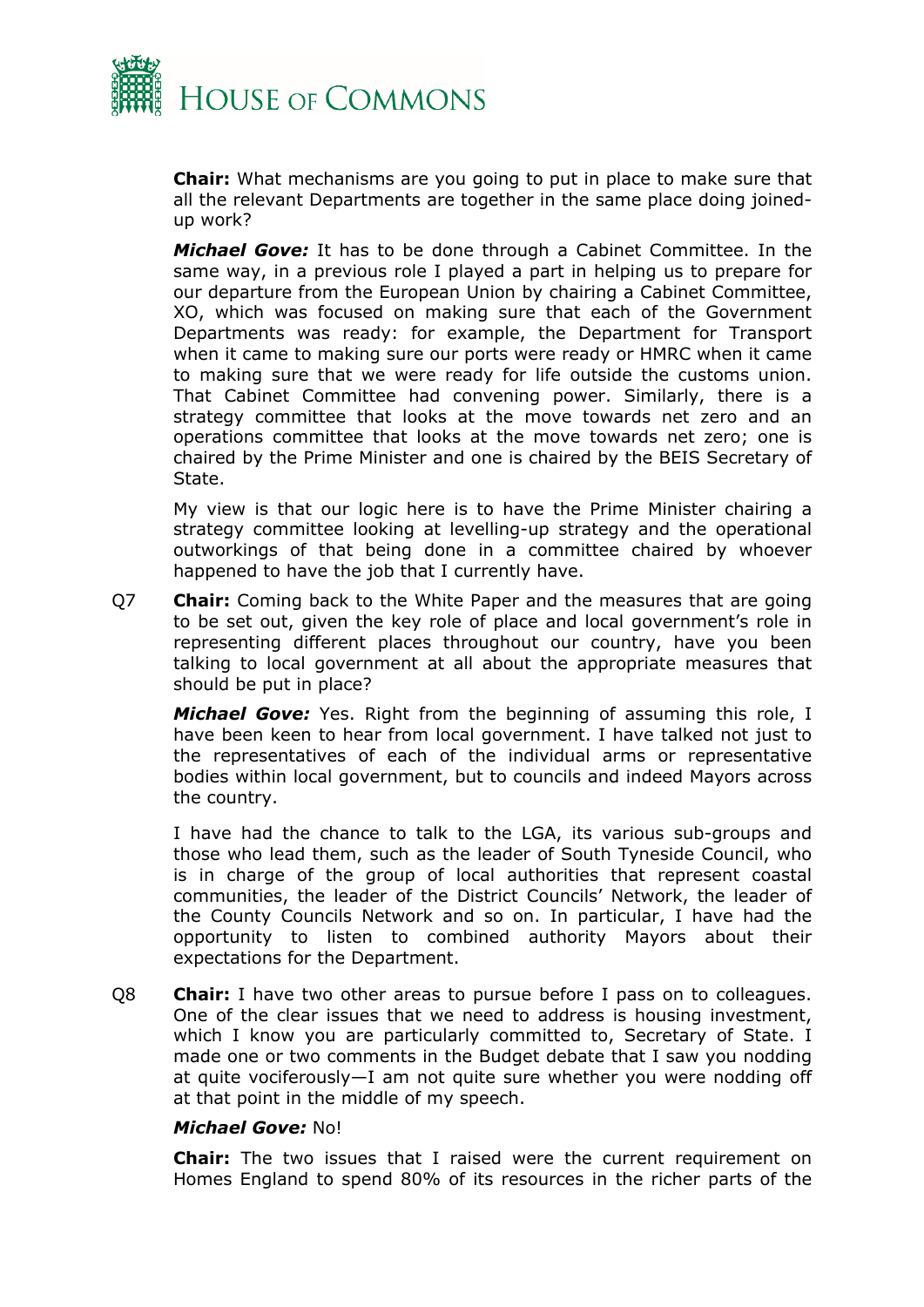**Chair:** What mechanisms are you going to put in place to make sure that all the relevant Departments are together in the same place doing joined-up work?

***Michael Gove:*** It has to be done through a Cabinet Committee. In the same way, in a previous role I played a part in helping us to prepare for our departure from the European Union by chairing a Cabinet Committee, XO, which was focused on making sure that each of the Government Departments was ready: for example, the Department for Transport when it came to making sure our ports were ready or HMRC when it came to making sure that we were ready for life outside the customs union. That Cabinet Committee had convening power. Similarly, there is a strategy committee that looks at the move towards net zero and an operations committee that looks at the move towards net zero; one is chaired by the Prime Minister and one is chaired by the BEIS Secretary of State.

My view is that our logic here is to have the Prime Minister chairing a strategy committee looking at levelling-up strategy and the operational outworkings of that being done in a committee chaired by whoever happened to have the job that I currently have.

Q7 **Chair:** Coming back to the White Paper and the measures that are going to be set out, given the key role of place and local government's role in representing different places throughout our country, have you been talking to local government at all about the appropriate measures that should be put in place?

***Michael Gove:*** Yes. Right from the beginning of assuming this role, I have been keen to hear from local government. I have talked not just to the representatives of each of the individual arms or representative bodies within local government, but to councils and indeed Mayors across the country.

I have had the chance to talk to the LGA, its various sub-groups and those who lead them, such as the leader of South Tyneside Council, who is in charge of the group of local authorities that represent coastal communities, the leader of the District Councils' Network, the leader of the County Councils Network and so on. In particular, I have had the opportunity to listen to combined authority Mayors about their expectations for the Department.

Q8 **Chair:** I have two other areas to pursue before I pass on to colleagues. One of the clear issues that we need to address is housing investment, which I know you are particularly committed to, Secretary of State. I made one or two comments in the Budget debate that I saw you nodding at quite vociferously—I am not quite sure whether you were nodding off at that point in the middle of my speech.

***Michael Gove:*** No!

**Chair:** The two issues that I raised were the current requirement on Homes England to spend 80% of its resources in the richer parts of the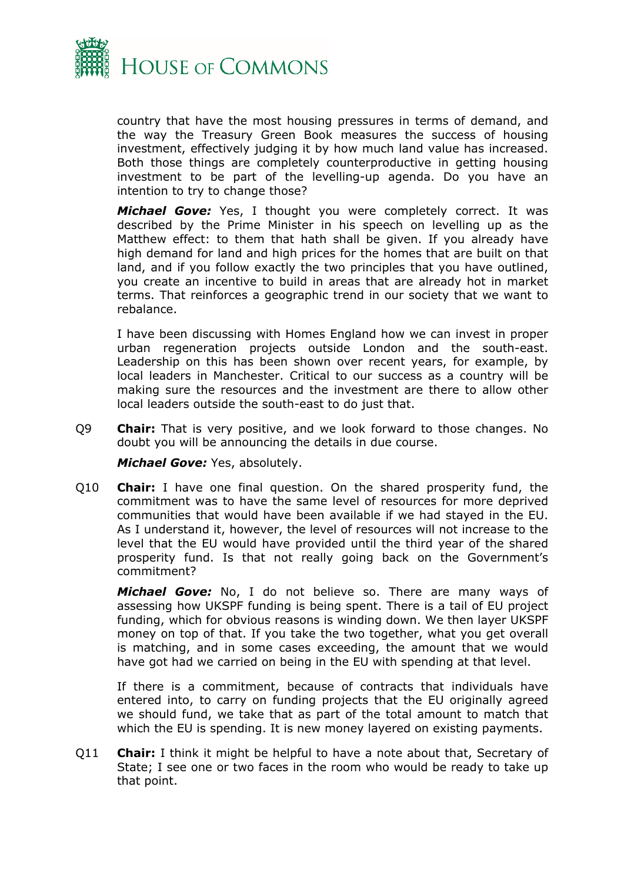country that have the most housing pressures in terms of demand, and the way the Treasury Green Book measures the success of housing investment, effectively judging it by how much land value has increased. Both those things are completely counterproductive in getting housing investment to be part of the levelling-up agenda. Do you have an intention to try to change those?

***Michael Gove:*** Yes, I thought you were completely correct. It was described by the Prime Minister in his speech on levelling up as the Matthew effect: to them that hath shall be given. If you already have high demand for land and high prices for the homes that are built on that land, and if you follow exactly the two principles that you have outlined, you create an incentive to build in areas that are already hot in market terms. That reinforces a geographic trend in our society that we want to rebalance.

I have been discussing with Homes England how we can invest in proper urban regeneration projects outside London and the south-east. Leadership on this has been shown over recent years, for example, by local leaders in Manchester. Critical to our success as a country will be making sure the resources and the investment are there to allow other local leaders outside the south-east to do just that.

Q9 **Chair:** That is very positive, and we look forward to those changes. No doubt you will be announcing the details in due course.

***Michael Gove:*** Yes, absolutely.

Q10 **Chair:** I have one final question. On the shared prosperity fund, the commitment was to have the same level of resources for more deprived communities that would have been available if we had stayed in the EU. As I understand it, however, the level of resources will not increase to the level that the EU would have provided until the third year of the shared prosperity fund. Is that not really going back on the Government's commitment?

***Michael Gove:*** No, I do not believe so. There are many ways of assessing how UKSPF funding is being spent. There is a tail of EU project funding, which for obvious reasons is winding down. We then layer UKSPF money on top of that. If you take the two together, what you get overall is matching, and in some cases exceeding, the amount that we would have got had we carried on being in the EU with spending at that level.

If there is a commitment, because of contracts that individuals have entered into, to carry on funding projects that the EU originally agreed we should fund, we take that as part of the total amount to match that which the EU is spending. It is new money layered on existing payments.

Q11 **Chair:** I think it might be helpful to have a note about that, Secretary of State; I see one or two faces in the room who would be ready to take up that point.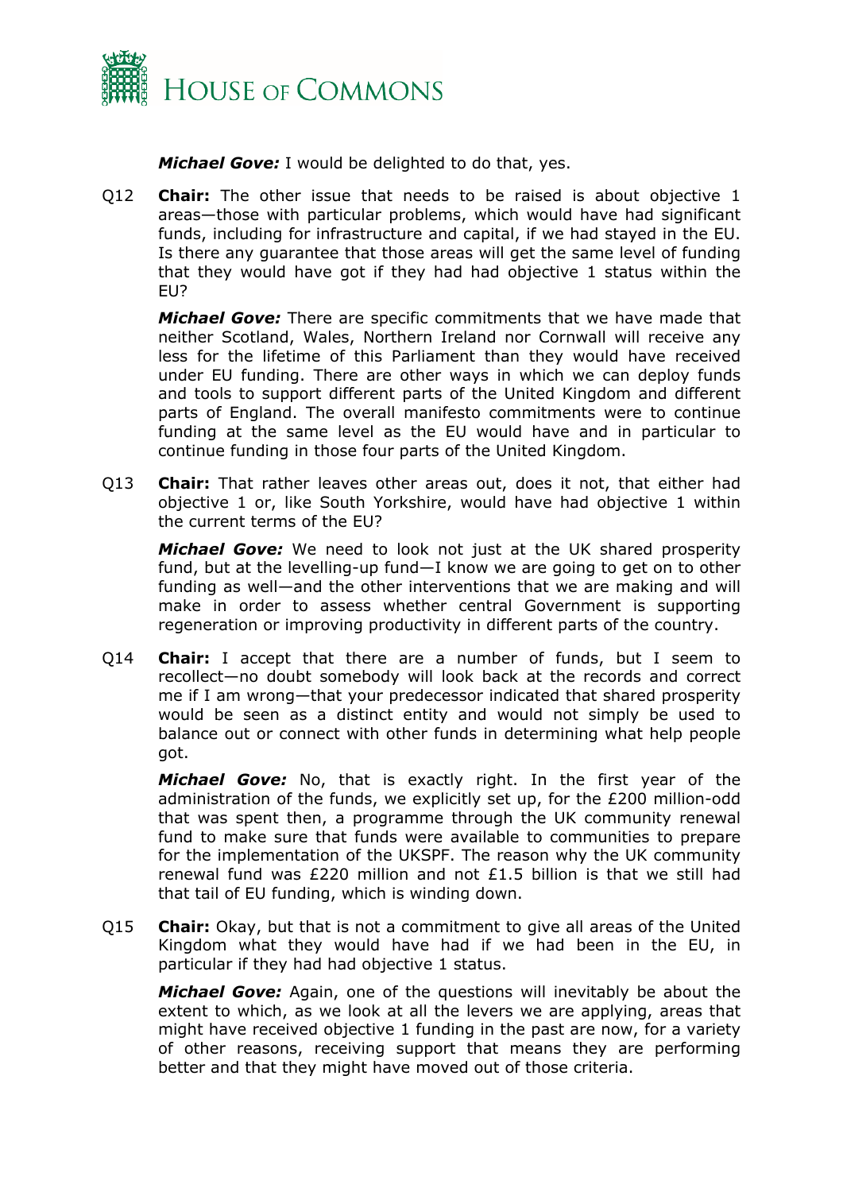***Michael Gove:*** I would be delighted to do that, yes.

Q12 **Chair:** The other issue that needs to be raised is about objective 1 areas—those with particular problems, which would have had significant funds, including for infrastructure and capital, if we had stayed in the EU. Is there any guarantee that those areas will get the same level of funding that they would have got if they had had objective 1 status within the EU?

***Michael Gove:*** There are specific commitments that we have made that neither Scotland, Wales, Northern Ireland nor Cornwall will receive any less for the lifetime of this Parliament than they would have received under EU funding. There are other ways in which we can deploy funds and tools to support different parts of the United Kingdom and different parts of England. The overall manifesto commitments were to continue funding at the same level as the EU would have and in particular to continue funding in those four parts of the United Kingdom.

Q13 **Chair:** That rather leaves other areas out, does it not, that either had objective 1 or, like South Yorkshire, would have had objective 1 within the current terms of the EU?

***Michael Gove:*** We need to look not just at the UK shared prosperity fund, but at the levelling-up fund—I know we are going to get on to other funding as well—and the other interventions that we are making and will make in order to assess whether central Government is supporting regeneration or improving productivity in different parts of the country.

Q14 **Chair:** I accept that there are a number of funds, but I seem to recollect—no doubt somebody will look back at the records and correct me if I am wrong—that your predecessor indicated that shared prosperity would be seen as a distinct entity and would not simply be used to balance out or connect with other funds in determining what help people got.

***Michael Gove:*** No, that is exactly right. In the first year of the administration of the funds, we explicitly set up, for the £200 million-odd that was spent then, a programme through the UK community renewal fund to make sure that funds were available to communities to prepare for the implementation of the UKSPF. The reason why the UK community renewal fund was £220 million and not £1.5 billion is that we still had that tail of EU funding, which is winding down.

Q15 **Chair:** Okay, but that is not a commitment to give all areas of the United Kingdom what they would have had if we had been in the EU, in particular if they had had objective 1 status.

***Michael Gove:*** Again, one of the questions will inevitably be about the extent to which, as we look at all the levers we are applying, areas that might have received objective 1 funding in the past are now, for a variety of other reasons, receiving support that means they are performing better and that they might have moved out of those criteria.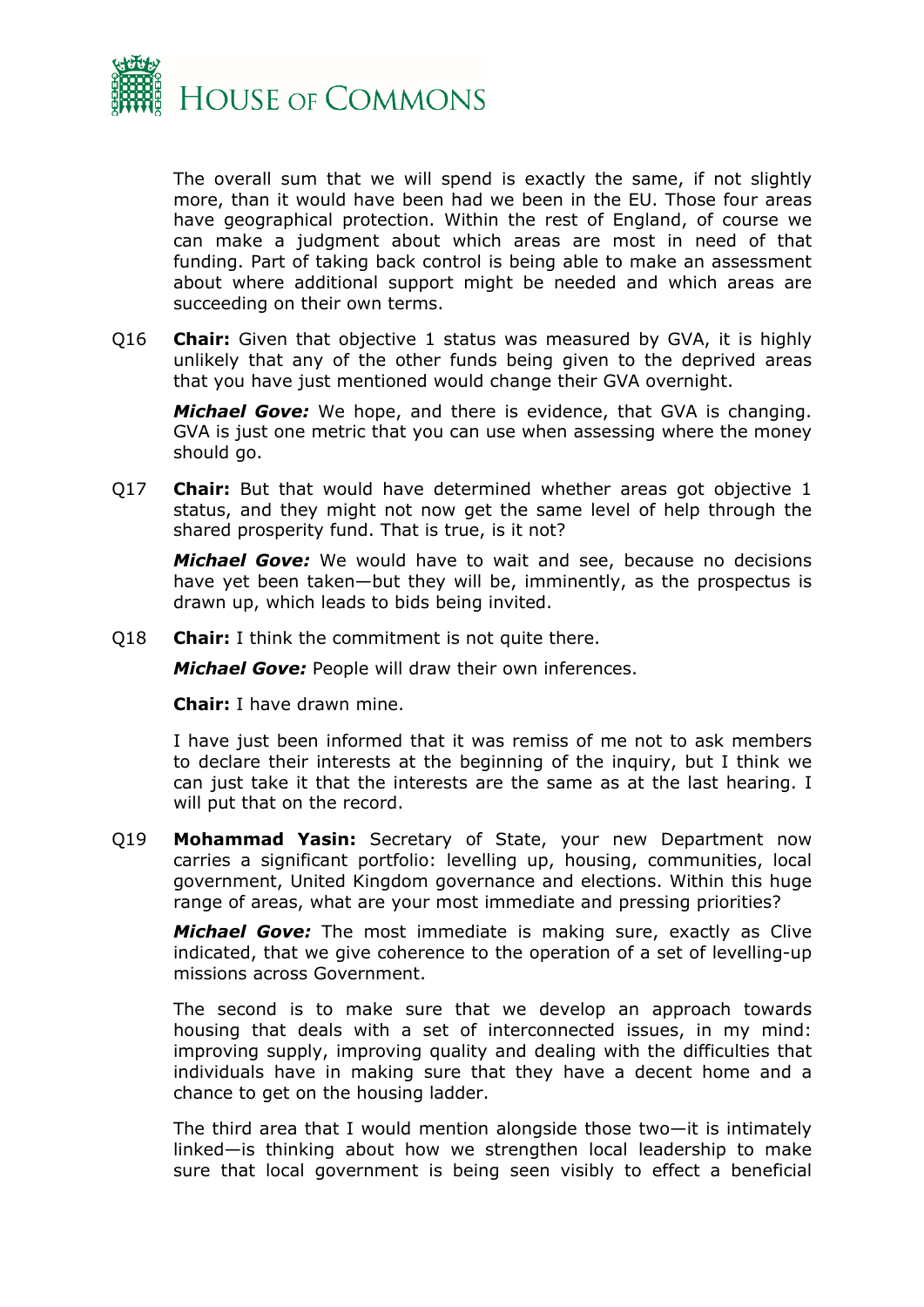The overall sum that we will spend is exactly the same, if not slightly more, than it would have been had we been in the EU. Those four areas have geographical protection. Within the rest of England, of course we can make a judgment about which areas are most in need of that funding. Part of taking back control is being able to make an assessment about where additional support might be needed and which areas are succeeding on their own terms.

Q16 **Chair:** Given that objective 1 status was measured by GVA, it is highly unlikely that any of the other funds being given to the deprived areas that you have just mentioned would change their GVA overnight.

***Michael Gove:*** We hope, and there is evidence, that GVA is changing. GVA is just one metric that you can use when assessing where the money should go.

Q17 **Chair:** But that would have determined whether areas got objective 1 status, and they might not now get the same level of help through the shared prosperity fund. That is true, is it not?

***Michael Gove:*** We would have to wait and see, because no decisions have yet been taken—but they will be, imminently, as the prospectus is drawn up, which leads to bids being invited.

Q18 **Chair:** I think the commitment is not quite there.

***Michael Gove:*** People will draw their own inferences.

**Chair:** I have drawn mine.

I have just been informed that it was remiss of me not to ask members to declare their interests at the beginning of the inquiry, but I think we can just take it that the interests are the same as at the last hearing. I will put that on the record.

Q19 **Mohammad Yasin:** Secretary of State, your new Department now carries a significant portfolio: levelling up, housing, communities, local government, United Kingdom governance and elections. Within this huge range of areas, what are your most immediate and pressing priorities?

***Michael Gove:*** The most immediate is making sure, exactly as Clive indicated, that we give coherence to the operation of a set of levelling-up missions across Government.

The second is to make sure that we develop an approach towards housing that deals with a set of interconnected issues, in my mind: improving supply, improving quality and dealing with the difficulties that individuals have in making sure that they have a decent home and a chance to get on the housing ladder.

The third area that I would mention alongside those two—it is intimately linked—is thinking about how we strengthen local leadership to make sure that local government is being seen visibly to effect a beneficial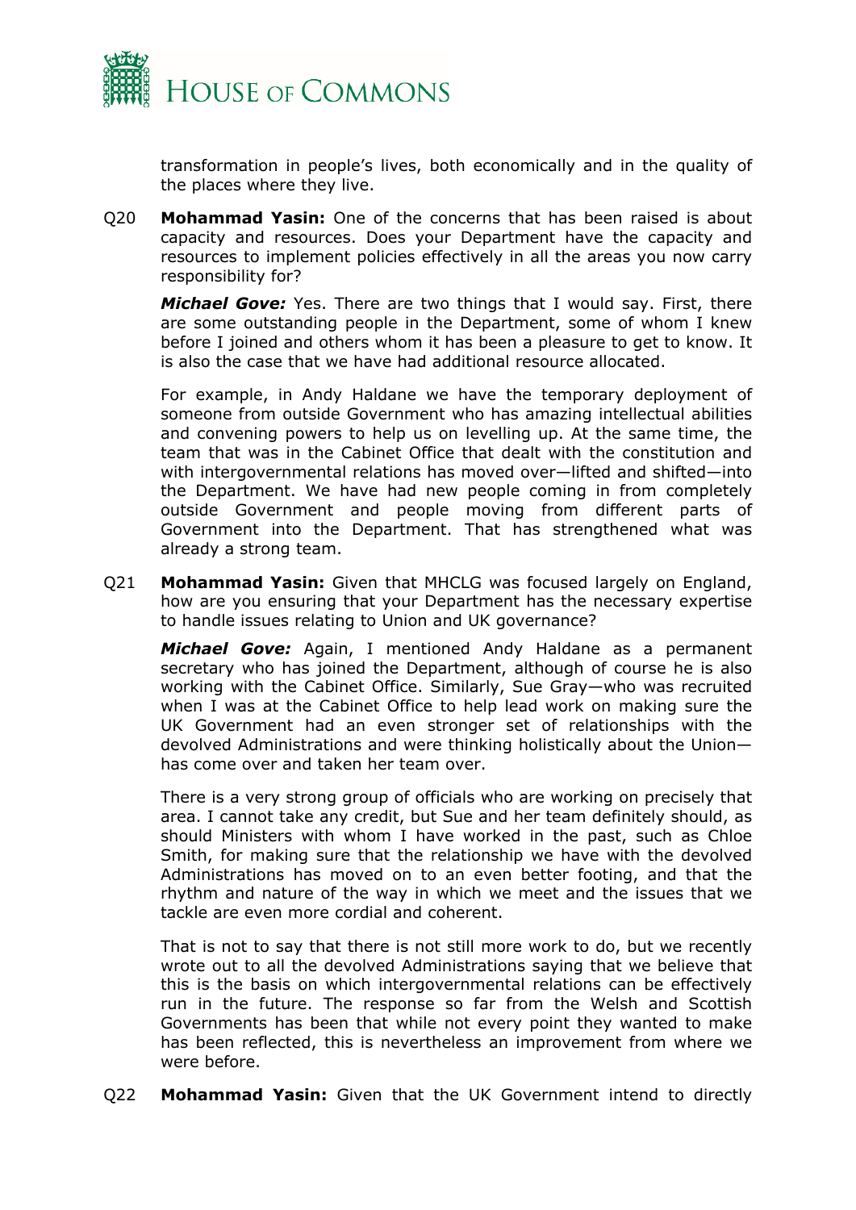transformation in people's lives, both economically and in the quality of the places where they live.

Q20 **Mohammad Yasin:** One of the concerns that has been raised is about capacity and resources. Does your Department have the capacity and resources to implement policies effectively in all the areas you now carry responsibility for?

***Michael Gove:*** Yes. There are two things that I would say. First, there are some outstanding people in the Department, some of whom I knew before I joined and others whom it has been a pleasure to get to know. It is also the case that we have had additional resource allocated.

For example, in Andy Haldane we have the temporary deployment of someone from outside Government who has amazing intellectual abilities and convening powers to help us on levelling up. At the same time, the team that was in the Cabinet Office that dealt with the constitution and with intergovernmental relations has moved over—lifted and shifted—into the Department. We have had new people coming in from completely outside Government and people moving from different parts of Government into the Department. That has strengthened what was already a strong team.

Q21 **Mohammad Yasin:** Given that MHCLG was focused largely on England, how are you ensuring that your Department has the necessary expertise to handle issues relating to Union and UK governance?

***Michael Gove:*** Again, I mentioned Andy Haldane as a permanent secretary who has joined the Department, although of course he is also working with the Cabinet Office. Similarly, Sue Gray—who was recruited when I was at the Cabinet Office to help lead work on making sure the UK Government had an even stronger set of relationships with the devolved Administrations and were thinking holistically about the Union—has come over and taken her team over.

There is a very strong group of officials who are working on precisely that area. I cannot take any credit, but Sue and her team definitely should, as should Ministers with whom I have worked in the past, such as Chloe Smith, for making sure that the relationship we have with the devolved Administrations has moved on to an even better footing, and that the rhythm and nature of the way in which we meet and the issues that we tackle are even more cordial and coherent.

That is not to say that there is not still more work to do, but we recently wrote out to all the devolved Administrations saying that we believe that this is the basis on which intergovernmental relations can be effectively run in the future. The response so far from the Welsh and Scottish Governments has been that while not every point they wanted to make has been reflected, this is nevertheless an improvement from where we were before.

Q22 **Mohammad Yasin:** Given that the UK Government intend to directly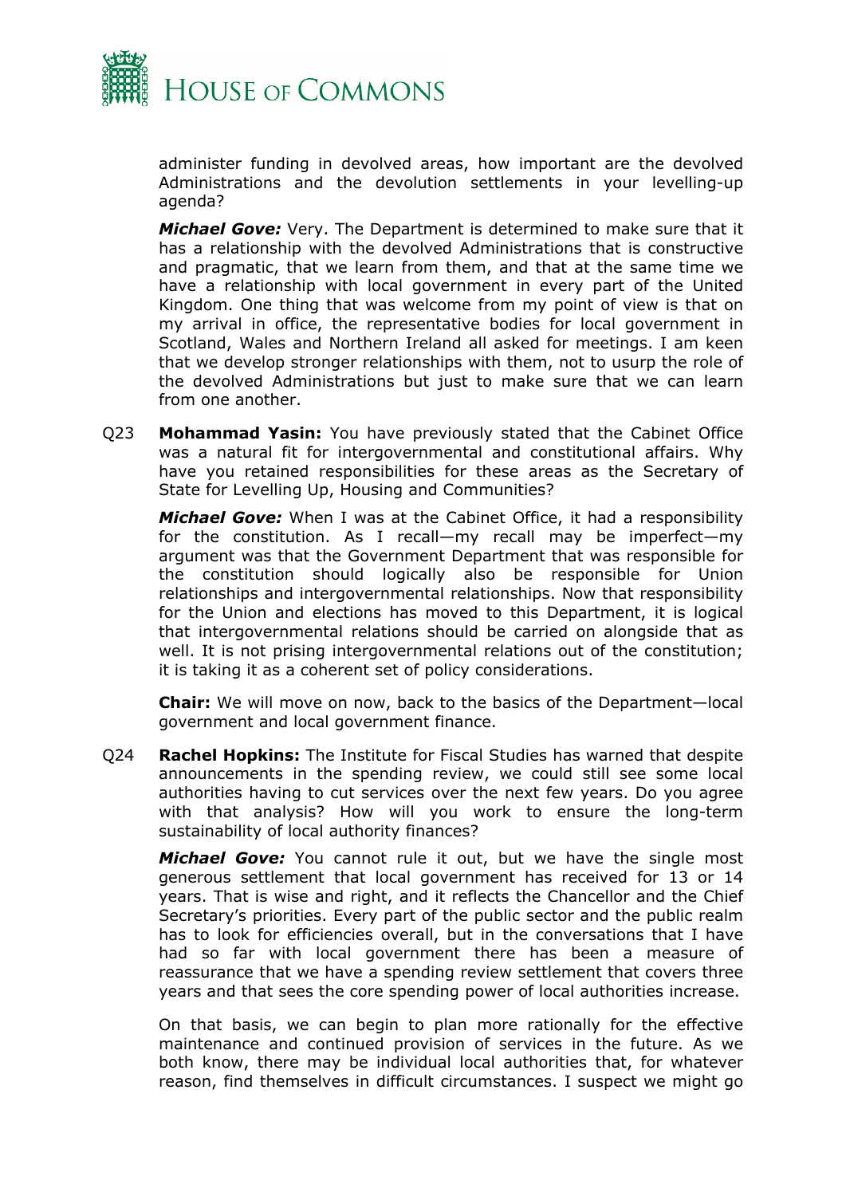administer funding in devolved areas, how important are the devolved Administrations and the devolution settlements in your levelling-up agenda?

***Michael Gove:*** Very. The Department is determined to make sure that it has a relationship with the devolved Administrations that is constructive and pragmatic, that we learn from them, and that at the same time we have a relationship with local government in every part of the United Kingdom. One thing that was welcome from my point of view is that on my arrival in office, the representative bodies for local government in Scotland, Wales and Northern Ireland all asked for meetings. I am keen that we develop stronger relationships with them, not to usurp the role of the devolved Administrations but just to make sure that we can learn from one another.

Q23 **Mohammad Yasin:** You have previously stated that the Cabinet Office was a natural fit for intergovernmental and constitutional affairs. Why have you retained responsibilities for these areas as the Secretary of State for Levelling Up, Housing and Communities?

***Michael Gove:*** When I was at the Cabinet Office, it had a responsibility for the constitution. As I recall—my recall may be imperfect—my argument was that the Government Department that was responsible for the constitution should logically also be responsible for Union relationships and intergovernmental relationships. Now that responsibility for the Union and elections has moved to this Department, it is logical that intergovernmental relations should be carried on alongside that as well. It is not prising intergovernmental relations out of the constitution; it is taking it as a coherent set of policy considerations.

**Chair:** We will move on now, back to the basics of the Department—local government and local government finance.

Q24 **Rachel Hopkins:** The Institute for Fiscal Studies has warned that despite announcements in the spending review, we could still see some local authorities having to cut services over the next few years. Do you agree with that analysis? How will you work to ensure the long-term sustainability of local authority finances?

***Michael Gove:*** You cannot rule it out, but we have the single most generous settlement that local government has received for 13 or 14 years. That is wise and right, and it reflects the Chancellor and the Chief Secretary's priorities. Every part of the public sector and the public realm has to look for efficiencies overall, but in the conversations that I have had so far with local government there has been a measure of reassurance that we have a spending review settlement that covers three years and that sees the core spending power of local authorities increase.

On that basis, we can begin to plan more rationally for the effective maintenance and continued provision of services in the future. As we both know, there may be individual local authorities that, for whatever reason, find themselves in difficult circumstances. I suspect we might go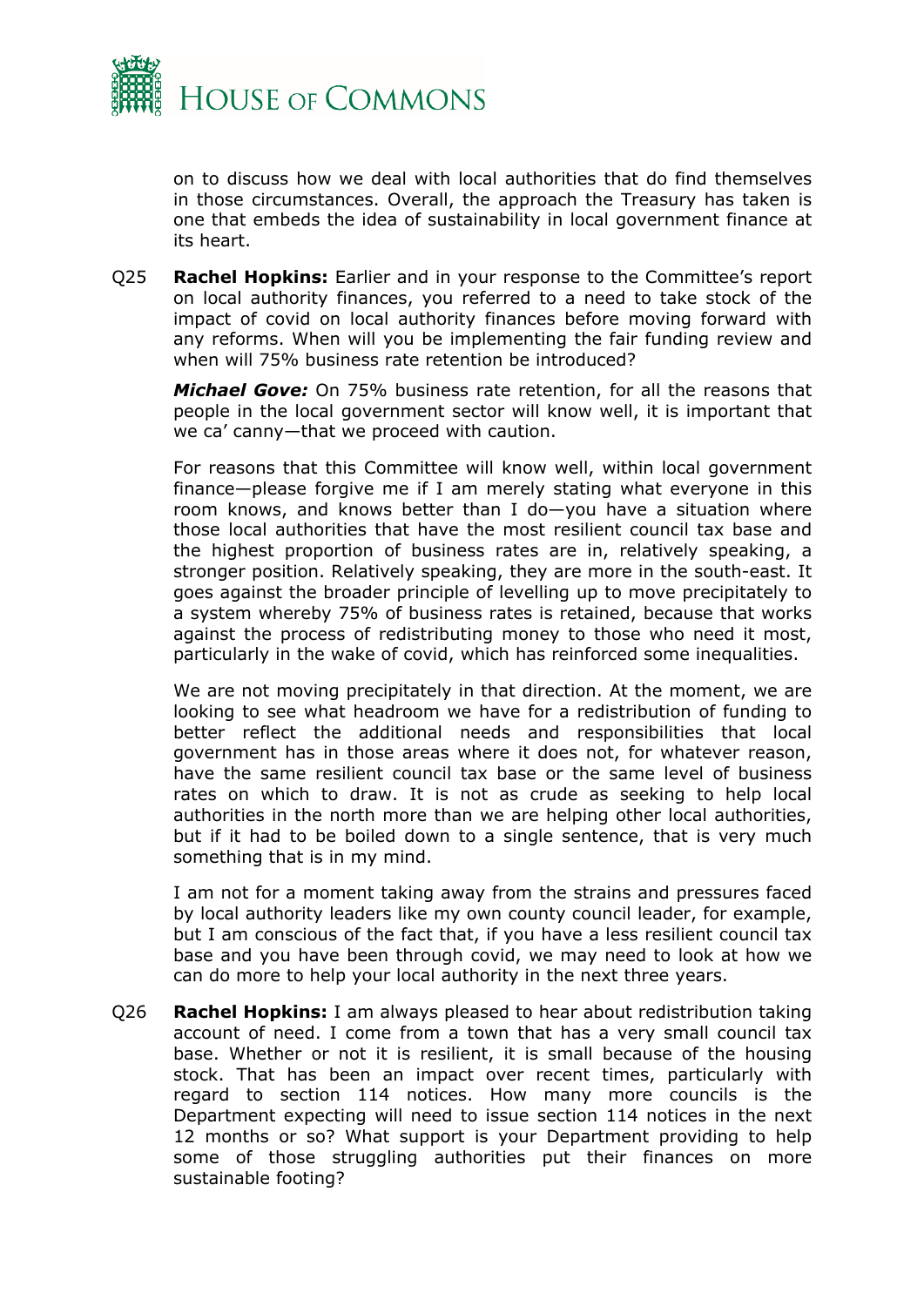on to discuss how we deal with local authorities that do find themselves in those circumstances. Overall, the approach the Treasury has taken is one that embeds the idea of sustainability in local government finance at its heart.

Q25 **Rachel Hopkins:** Earlier and in your response to the Committee's report on local authority finances, you referred to a need to take stock of the impact of covid on local authority finances before moving forward with any reforms. When will you be implementing the fair funding review and when will 75% business rate retention be introduced?

***Michael Gove:*** On 75% business rate retention, for all the reasons that people in the local government sector will know well, it is important that we ca' canny—that we proceed with caution.

For reasons that this Committee will know well, within local government finance—please forgive me if I am merely stating what everyone in this room knows, and knows better than I do—you have a situation where those local authorities that have the most resilient council tax base and the highest proportion of business rates are in, relatively speaking, a stronger position. Relatively speaking, they are more in the south-east. It goes against the broader principle of levelling up to move precipitately to a system whereby 75% of business rates is retained, because that works against the process of redistributing money to those who need it most, particularly in the wake of covid, which has reinforced some inequalities.

We are not moving precipitately in that direction. At the moment, we are looking to see what headroom we have for a redistribution of funding to better reflect the additional needs and responsibilities that local government has in those areas where it does not, for whatever reason, have the same resilient council tax base or the same level of business rates on which to draw. It is not as crude as seeking to help local authorities in the north more than we are helping other local authorities, but if it had to be boiled down to a single sentence, that is very much something that is in my mind.

I am not for a moment taking away from the strains and pressures faced by local authority leaders like my own county council leader, for example, but I am conscious of the fact that, if you have a less resilient council tax base and you have been through covid, we may need to look at how we can do more to help your local authority in the next three years.

Q26 **Rachel Hopkins:** I am always pleased to hear about redistribution taking account of need. I come from a town that has a very small council tax base. Whether or not it is resilient, it is small because of the housing stock. That has been an impact over recent times, particularly with regard to section 114 notices. How many more councils is the Department expecting will need to issue section 114 notices in the next 12 months or so? What support is your Department providing to help some of those struggling authorities put their finances on more sustainable footing?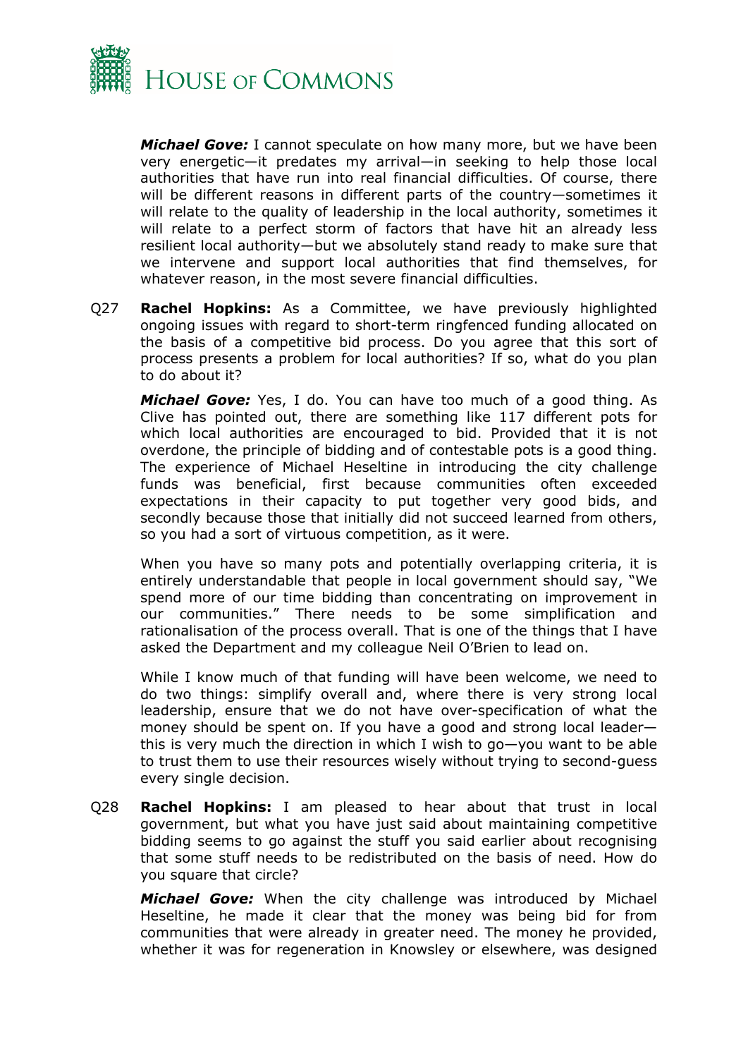***Michael Gove:*** I cannot speculate on how many more, but we have been very energetic—it predates my arrival—in seeking to help those local authorities that have run into real financial difficulties. Of course, there will be different reasons in different parts of the country—sometimes it will relate to the quality of leadership in the local authority, sometimes it will relate to a perfect storm of factors that have hit an already less resilient local authority—but we absolutely stand ready to make sure that we intervene and support local authorities that find themselves, for whatever reason, in the most severe financial difficulties.

Q27 **Rachel Hopkins:** As a Committee, we have previously highlighted ongoing issues with regard to short-term ringfenced funding allocated on the basis of a competitive bid process. Do you agree that this sort of process presents a problem for local authorities? If so, what do you plan to do about it?

***Michael Gove:*** Yes, I do. You can have too much of a good thing. As Clive has pointed out, there are something like 117 different pots for which local authorities are encouraged to bid. Provided that it is not overdone, the principle of bidding and of contestable pots is a good thing. The experience of Michael Heseltine in introducing the city challenge funds was beneficial, first because communities often exceeded expectations in their capacity to put together very good bids, and secondly because those that initially did not succeed learned from others, so you had a sort of virtuous competition, as it were.

When you have so many pots and potentially overlapping criteria, it is entirely understandable that people in local government should say, "We spend more of our time bidding than concentrating on improvement in our communities." There needs to be some simplification and rationalisation of the process overall. That is one of the things that I have asked the Department and my colleague Neil O'Brien to lead on.

While I know much of that funding will have been welcome, we need to do two things: simplify overall and, where there is very strong local leadership, ensure that we do not have over-specification of what the money should be spent on. If you have a good and strong local leader—this is very much the direction in which I wish to go—you want to be able to trust them to use their resources wisely without trying to second-guess every single decision.

Q28 **Rachel Hopkins:** I am pleased to hear about that trust in local government, but what you have just said about maintaining competitive bidding seems to go against the stuff you said earlier about recognising that some stuff needs to be redistributed on the basis of need. How do you square that circle?

***Michael Gove:*** When the city challenge was introduced by Michael Heseltine, he made it clear that the money was being bid for from communities that were already in greater need. The money he provided, whether it was for regeneration in Knowsley or elsewhere, was designed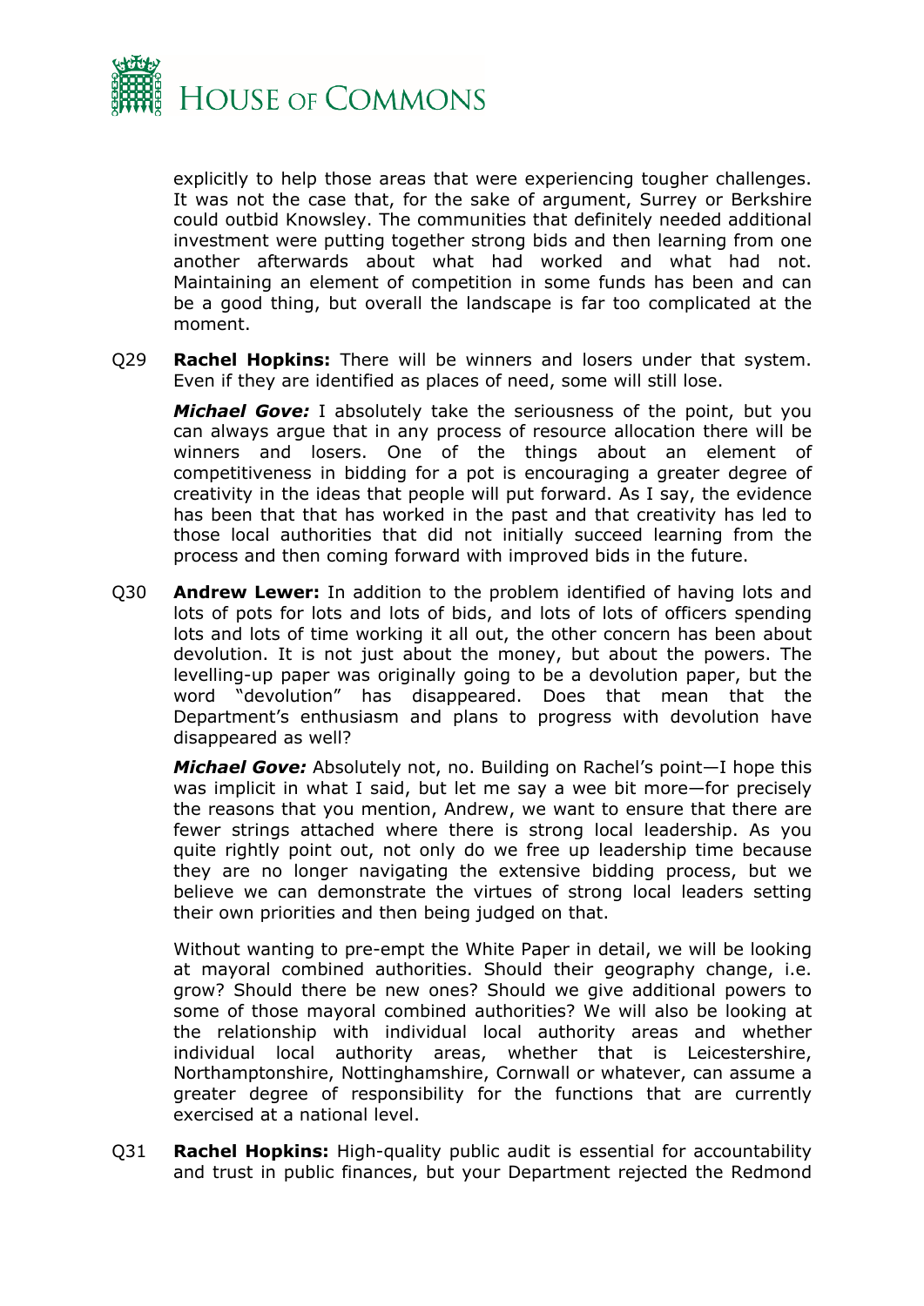explicitly to help those areas that were experiencing tougher challenges. It was not the case that, for the sake of argument, Surrey or Berkshire could outbid Knowsley. The communities that definitely needed additional investment were putting together strong bids and then learning from one another afterwards about what had worked and what had not. Maintaining an element of competition in some funds has been and can be a good thing, but overall the landscape is far too complicated at the moment.

Q29 **Rachel Hopkins:** There will be winners and losers under that system. Even if they are identified as places of need, some will still lose.

***Michael Gove:*** I absolutely take the seriousness of the point, but you can always argue that in any process of resource allocation there will be winners and losers. One of the things about an element of competitiveness in bidding for a pot is encouraging a greater degree of creativity in the ideas that people will put forward. As I say, the evidence has been that that has worked in the past and that creativity has led to those local authorities that did not initially succeed learning from the process and then coming forward with improved bids in the future.

Q30 **Andrew Lewer:** In addition to the problem identified of having lots and lots of pots for lots and lots of bids, and lots of lots of officers spending lots and lots of time working it all out, the other concern has been about devolution. It is not just about the money, but about the powers. The levelling-up paper was originally going to be a devolution paper, but the word "devolution" has disappeared. Does that mean that the Department's enthusiasm and plans to progress with devolution have disappeared as well?

***Michael Gove:*** Absolutely not, no. Building on Rachel's point—I hope this was implicit in what I said, but let me say a wee bit more—for precisely the reasons that you mention, Andrew, we want to ensure that there are fewer strings attached where there is strong local leadership. As you quite rightly point out, not only do we free up leadership time because they are no longer navigating the extensive bidding process, but we believe we can demonstrate the virtues of strong local leaders setting their own priorities and then being judged on that.

Without wanting to pre-empt the White Paper in detail, we will be looking at mayoral combined authorities. Should their geography change, i.e. grow? Should there be new ones? Should we give additional powers to some of those mayoral combined authorities? We will also be looking at the relationship with individual local authority areas and whether individual local authority areas, whether that is Leicestershire, Northamptonshire, Nottinghamshire, Cornwall or whatever, can assume a greater degree of responsibility for the functions that are currently exercised at a national level.

Q31 **Rachel Hopkins:** High-quality public audit is essential for accountability and trust in public finances, but your Department rejected the Redmond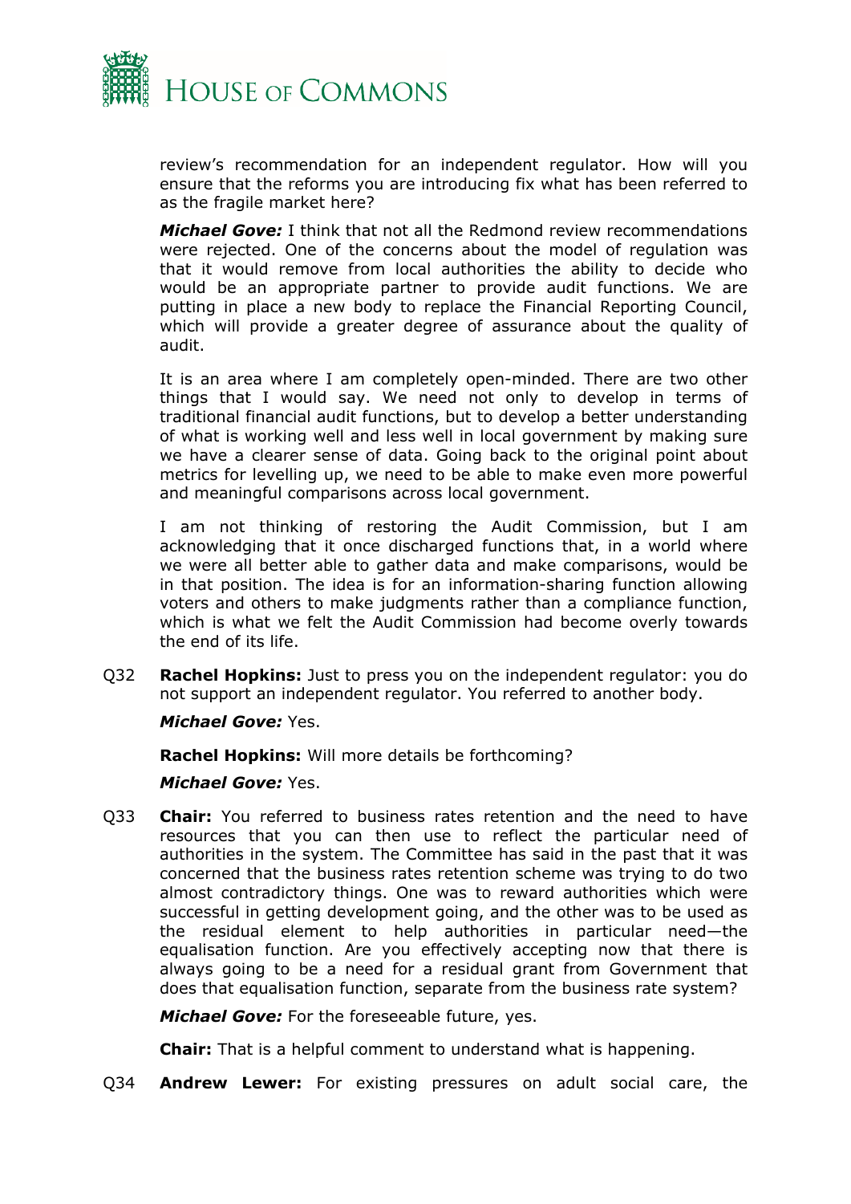review's recommendation for an independent regulator. How will you ensure that the reforms you are introducing fix what has been referred to as the fragile market here?

***Michael Gove:*** I think that not all the Redmond review recommendations were rejected. One of the concerns about the model of regulation was that it would remove from local authorities the ability to decide who would be an appropriate partner to provide audit functions. We are putting in place a new body to replace the Financial Reporting Council, which will provide a greater degree of assurance about the quality of audit.

It is an area where I am completely open-minded. There are two other things that I would say. We need not only to develop in terms of traditional financial audit functions, but to develop a better understanding of what is working well and less well in local government by making sure we have a clearer sense of data. Going back to the original point about metrics for levelling up, we need to be able to make even more powerful and meaningful comparisons across local government.

I am not thinking of restoring the Audit Commission, but I am acknowledging that it once discharged functions that, in a world where we were all better able to gather data and make comparisons, would be in that position. The idea is for an information-sharing function allowing voters and others to make judgments rather than a compliance function, which is what we felt the Audit Commission had become overly towards the end of its life.

Q32 **Rachel Hopkins:** Just to press you on the independent regulator: you do not support an independent regulator. You referred to another body.

***Michael Gove:*** Yes.

**Rachel Hopkins:** Will more details be forthcoming?

***Michael Gove:*** Yes.

Q33 **Chair:** You referred to business rates retention and the need to have resources that you can then use to reflect the particular need of authorities in the system. The Committee has said in the past that it was concerned that the business rates retention scheme was trying to do two almost contradictory things. One was to reward authorities which were successful in getting development going, and the other was to be used as the residual element to help authorities in particular need—the equalisation function. Are you effectively accepting now that there is always going to be a need for a residual grant from Government that does that equalisation function, separate from the business rate system?

***Michael Gove:*** For the foreseeable future, yes.

**Chair:** That is a helpful comment to understand what is happening.

Q34 **Andrew Lewer:** For existing pressures on adult social care, the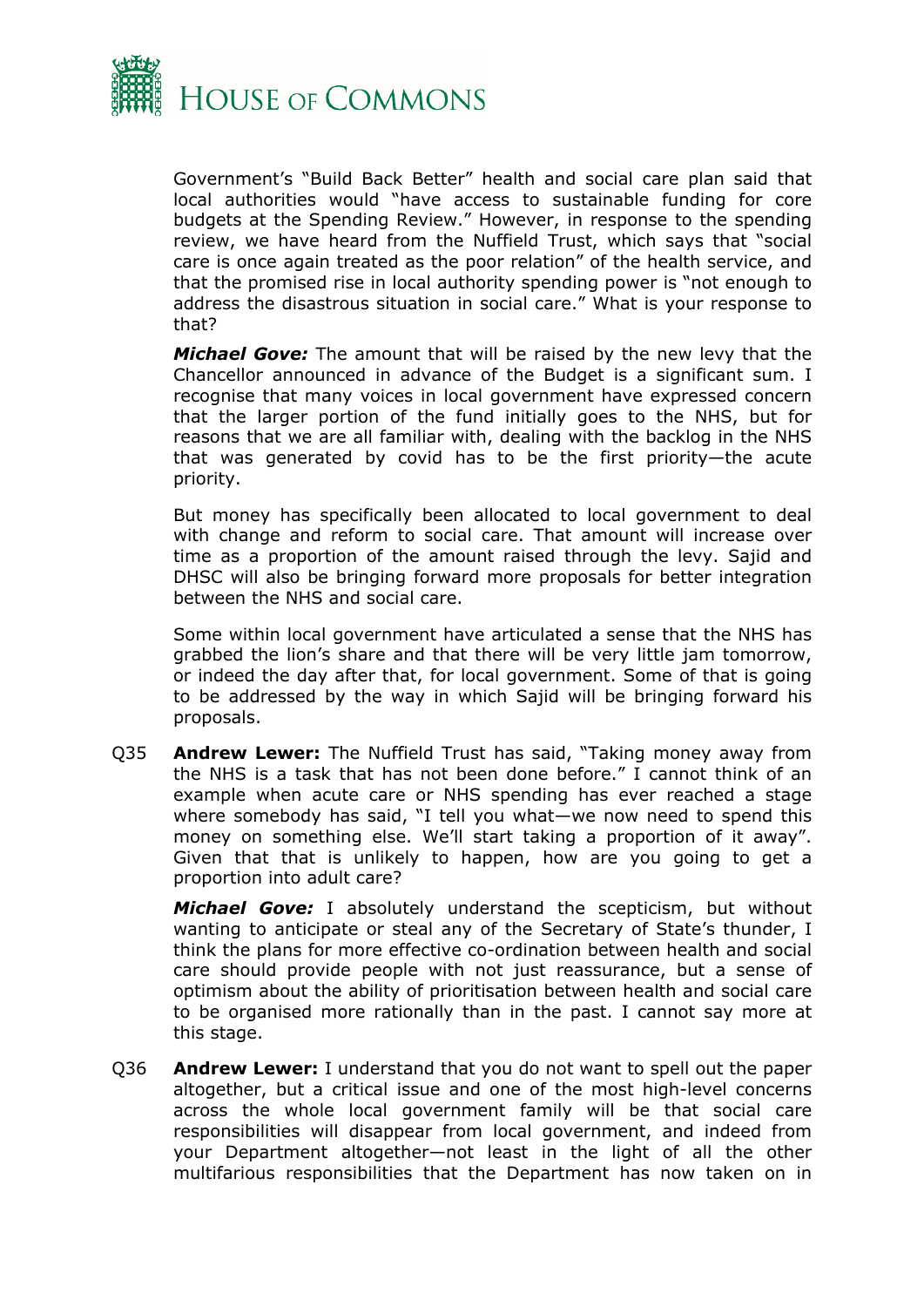Government's "Build Back Better" health and social care plan said that local authorities would "have access to sustainable funding for core budgets at the Spending Review." However, in response to the spending review, we have heard from the Nuffield Trust, which says that "social care is once again treated as the poor relation" of the health service, and that the promised rise in local authority spending power is "not enough to address the disastrous situation in social care." What is your response to that?

***Michael Gove:*** The amount that will be raised by the new levy that the Chancellor announced in advance of the Budget is a significant sum. I recognise that many voices in local government have expressed concern that the larger portion of the fund initially goes to the NHS, but for reasons that we are all familiar with, dealing with the backlog in the NHS that was generated by covid has to be the first priority—the acute priority.

But money has specifically been allocated to local government to deal with change and reform to social care. That amount will increase over time as a proportion of the amount raised through the levy. Sajid and DHSC will also be bringing forward more proposals for better integration between the NHS and social care.

Some within local government have articulated a sense that the NHS has grabbed the lion's share and that there will be very little jam tomorrow, or indeed the day after that, for local government. Some of that is going to be addressed by the way in which Sajid will be bringing forward his proposals.

Q35 **Andrew Lewer:** The Nuffield Trust has said, "Taking money away from the NHS is a task that has not been done before." I cannot think of an example when acute care or NHS spending has ever reached a stage where somebody has said, "I tell you what—we now need to spend this money on something else. We'll start taking a proportion of it away". Given that that is unlikely to happen, how are you going to get a proportion into adult care?

***Michael Gove:*** I absolutely understand the scepticism, but without wanting to anticipate or steal any of the Secretary of State's thunder, I think the plans for more effective co-ordination between health and social care should provide people with not just reassurance, but a sense of optimism about the ability of prioritisation between health and social care to be organised more rationally than in the past. I cannot say more at this stage.

Q36 **Andrew Lewer:** I understand that you do not want to spell out the paper altogether, but a critical issue and one of the most high-level concerns across the whole local government family will be that social care responsibilities will disappear from local government, and indeed from your Department altogether—not least in the light of all the other multifarious responsibilities that the Department has now taken on in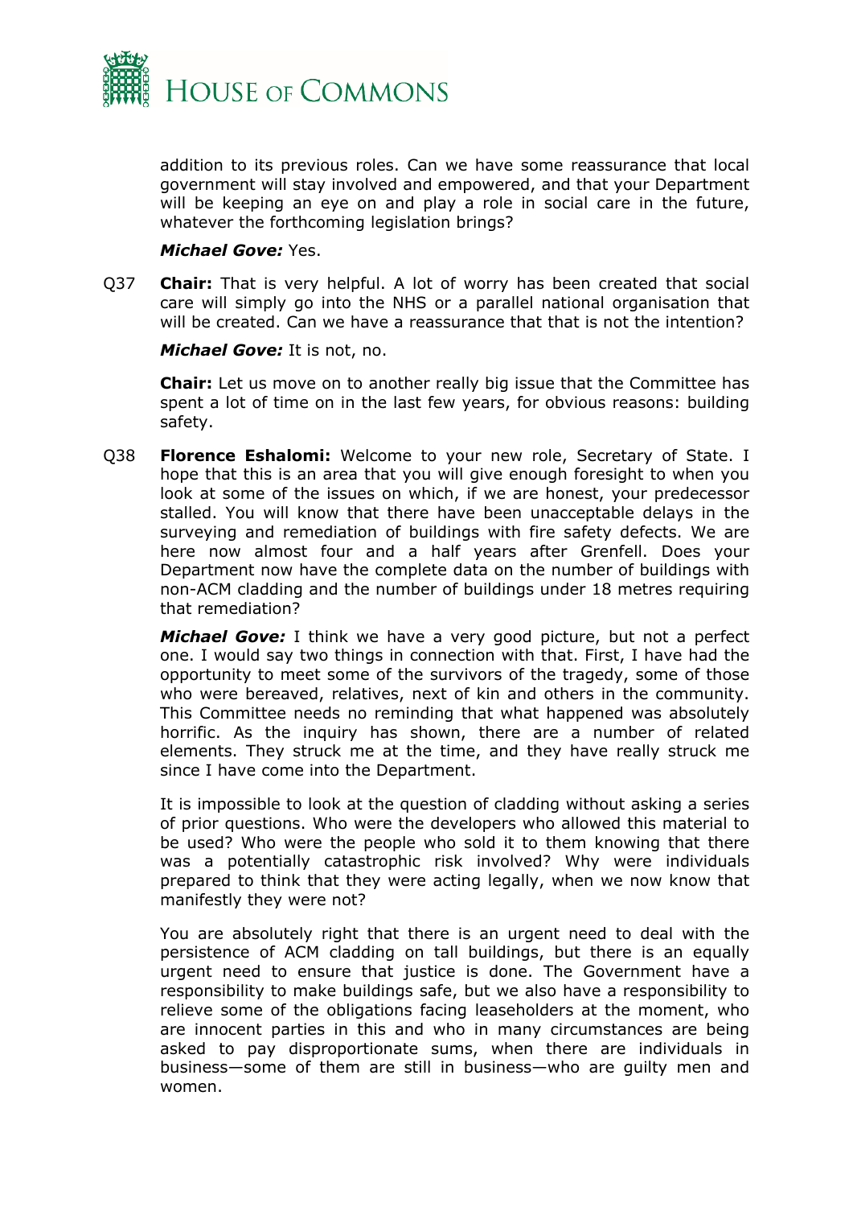addition to its previous roles. Can we have some reassurance that local government will stay involved and empowered, and that your Department will be keeping an eye on and play a role in social care in the future, whatever the forthcoming legislation brings?

***Michael Gove:*** Yes.

Q37 **Chair:** That is very helpful. A lot of worry has been created that social care will simply go into the NHS or a parallel national organisation that will be created. Can we have a reassurance that that is not the intention?

***Michael Gove:*** It is not, no.

**Chair:** Let us move on to another really big issue that the Committee has spent a lot of time on in the last few years, for obvious reasons: building safety.

Q38 **Florence Eshalomi:** Welcome to your new role, Secretary of State. I hope that this is an area that you will give enough foresight to when you look at some of the issues on which, if we are honest, your predecessor stalled. You will know that there have been unacceptable delays in the surveying and remediation of buildings with fire safety defects. We are here now almost four and a half years after Grenfell. Does your Department now have the complete data on the number of buildings with non-ACM cladding and the number of buildings under 18 metres requiring that remediation?

***Michael Gove:*** I think we have a very good picture, but not a perfect one. I would say two things in connection with that. First, I have had the opportunity to meet some of the survivors of the tragedy, some of those who were bereaved, relatives, next of kin and others in the community. This Committee needs no reminding that what happened was absolutely horrific. As the inquiry has shown, there are a number of related elements. They struck me at the time, and they have really struck me since I have come into the Department.

It is impossible to look at the question of cladding without asking a series of prior questions. Who were the developers who allowed this material to be used? Who were the people who sold it to them knowing that there was a potentially catastrophic risk involved? Why were individuals prepared to think that they were acting legally, when we now know that manifestly they were not?

You are absolutely right that there is an urgent need to deal with the persistence of ACM cladding on tall buildings, but there is an equally urgent need to ensure that justice is done. The Government have a responsibility to make buildings safe, but we also have a responsibility to relieve some of the obligations facing leaseholders at the moment, who are innocent parties in this and who in many circumstances are being asked to pay disproportionate sums, when there are individuals in business—some of them are still in business—who are guilty men and women.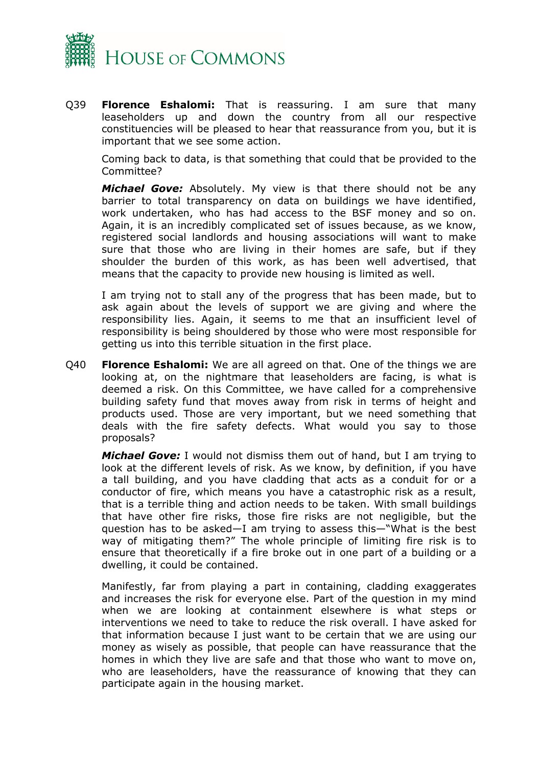Q39 **Florence Eshalomi:** That is reassuring. I am sure that many leaseholders up and down the country from all our respective constituencies will be pleased to hear that reassurance from you, but it is important that we see some action.

Coming back to data, is that something that could that be provided to the Committee?

***Michael Gove:*** Absolutely. My view is that there should not be any barrier to total transparency on data on buildings we have identified, work undertaken, who has had access to the BSF money and so on. Again, it is an incredibly complicated set of issues because, as we know, registered social landlords and housing associations will want to make sure that those who are living in their homes are safe, but if they shoulder the burden of this work, as has been well advertised, that means that the capacity to provide new housing is limited as well.

I am trying not to stall any of the progress that has been made, but to ask again about the levels of support we are giving and where the responsibility lies. Again, it seems to me that an insufficient level of responsibility is being shouldered by those who were most responsible for getting us into this terrible situation in the first place.

Q40 **Florence Eshalomi:** We are all agreed on that. One of the things we are looking at, on the nightmare that leaseholders are facing, is what is deemed a risk. On this Committee, we have called for a comprehensive building safety fund that moves away from risk in terms of height and products used. Those are very important, but we need something that deals with the fire safety defects. What would you say to those proposals?

***Michael Gove:*** I would not dismiss them out of hand, but I am trying to look at the different levels of risk. As we know, by definition, if you have a tall building, and you have cladding that acts as a conduit for or a conductor of fire, which means you have a catastrophic risk as a result, that is a terrible thing and action needs to be taken. With small buildings that have other fire risks, those fire risks are not negligible, but the question has to be asked—I am trying to assess this—"What is the best way of mitigating them?" The whole principle of limiting fire risk is to ensure that theoretically if a fire broke out in one part of a building or a dwelling, it could be contained.

Manifestly, far from playing a part in containing, cladding exaggerates and increases the risk for everyone else. Part of the question in my mind when we are looking at containment elsewhere is what steps or interventions we need to take to reduce the risk overall. I have asked for that information because I just want to be certain that we are using our money as wisely as possible, that people can have reassurance that the homes in which they live are safe and that those who want to move on, who are leaseholders, have the reassurance of knowing that they can participate again in the housing market.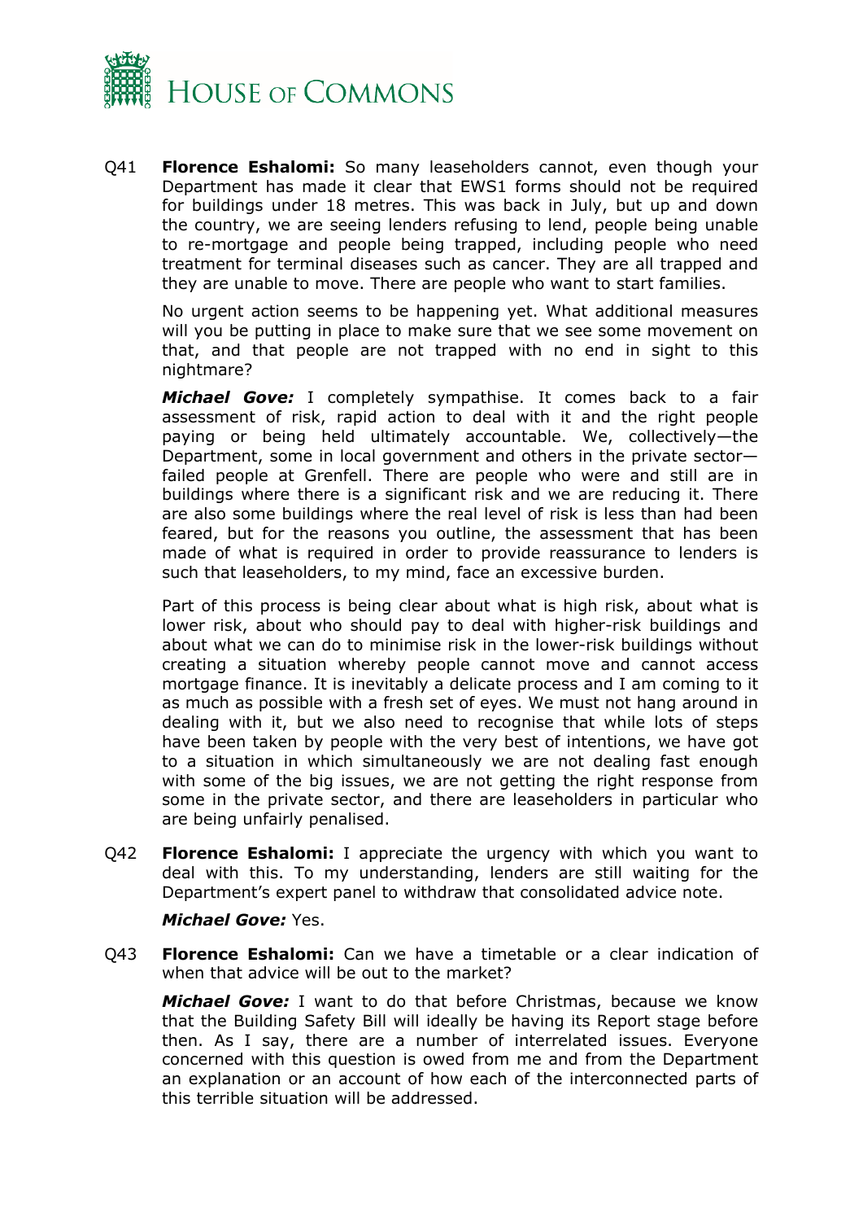Q41 **Florence Eshalomi:** So many leaseholders cannot, even though your Department has made it clear that EWS1 forms should not be required for buildings under 18 metres. This was back in July, but up and down the country, we are seeing lenders refusing to lend, people being unable to re-mortgage and people being trapped, including people who need treatment for terminal diseases such as cancer. They are all trapped and they are unable to move. There are people who want to start families.

No urgent action seems to be happening yet. What additional measures will you be putting in place to make sure that we see some movement on that, and that people are not trapped with no end in sight to this nightmare?

***Michael Gove:*** I completely sympathise. It comes back to a fair assessment of risk, rapid action to deal with it and the right people paying or being held ultimately accountable. We, collectively—the Department, some in local government and others in the private sector—failed people at Grenfell. There are people who were and still are in buildings where there is a significant risk and we are reducing it. There are also some buildings where the real level of risk is less than had been feared, but for the reasons you outline, the assessment that has been made of what is required in order to provide reassurance to lenders is such that leaseholders, to my mind, face an excessive burden.

Part of this process is being clear about what is high risk, about what is lower risk, about who should pay to deal with higher-risk buildings and about what we can do to minimise risk in the lower-risk buildings without creating a situation whereby people cannot move and cannot access mortgage finance. It is inevitably a delicate process and I am coming to it as much as possible with a fresh set of eyes. We must not hang around in dealing with it, but we also need to recognise that while lots of steps have been taken by people with the very best of intentions, we have got to a situation in which simultaneously we are not dealing fast enough with some of the big issues, we are not getting the right response from some in the private sector, and there are leaseholders in particular who are being unfairly penalised.

Q42 **Florence Eshalomi:** I appreciate the urgency with which you want to deal with this. To my understanding, lenders are still waiting for the Department's expert panel to withdraw that consolidated advice note.

***Michael Gove:*** Yes.

Q43 **Florence Eshalomi:** Can we have a timetable or a clear indication of when that advice will be out to the market?

***Michael Gove:*** I want to do that before Christmas, because we know that the Building Safety Bill will ideally be having its Report stage before then. As I say, there are a number of interrelated issues. Everyone concerned with this question is owed from me and from the Department an explanation or an account of how each of the interconnected parts of this terrible situation will be addressed.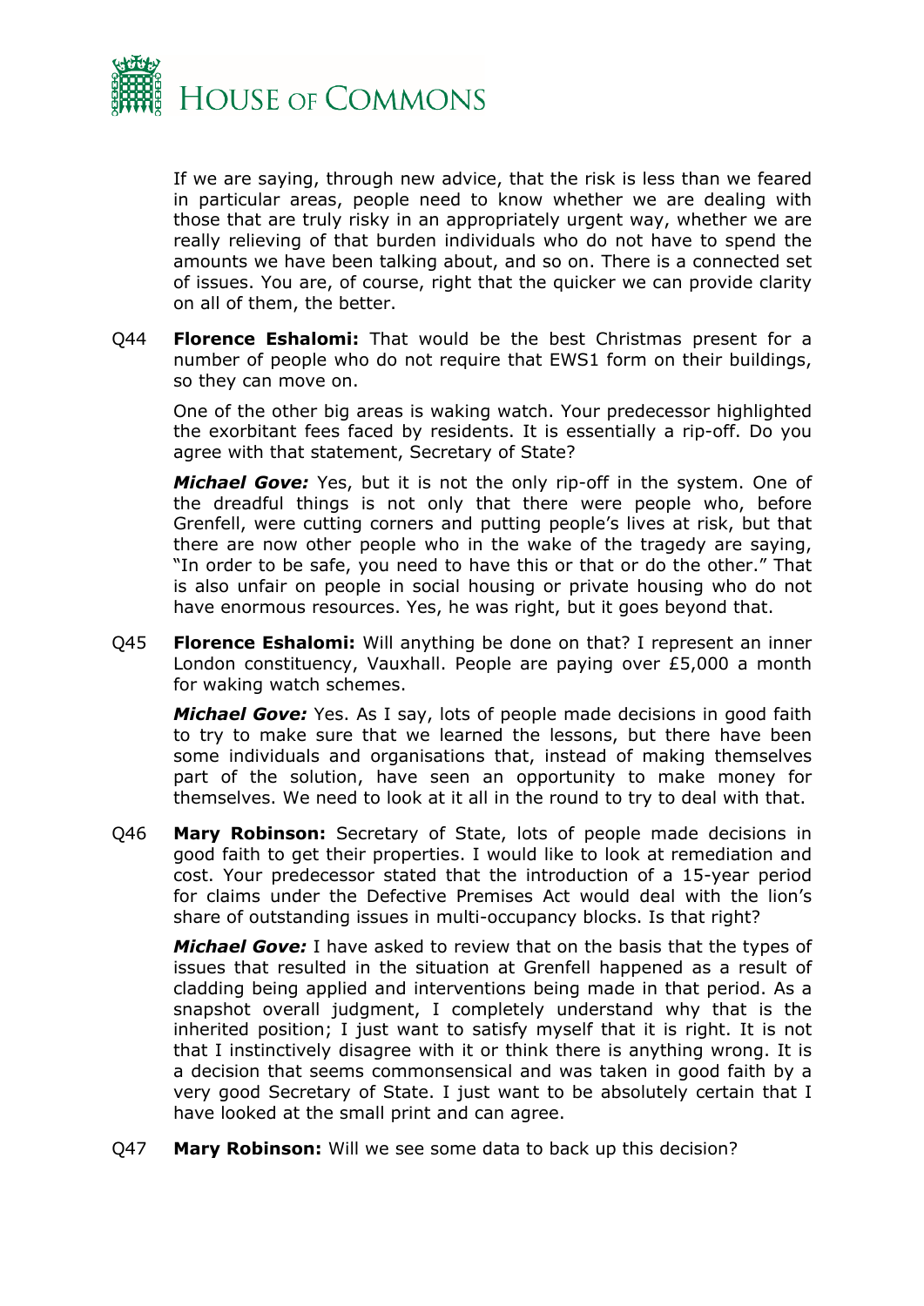If we are saying, through new advice, that the risk is less than we feared in particular areas, people need to know whether we are dealing with those that are truly risky in an appropriately urgent way, whether we are really relieving of that burden individuals who do not have to spend the amounts we have been talking about, and so on. There is a connected set of issues. You are, of course, right that the quicker we can provide clarity on all of them, the better.

Q44 **Florence Eshalomi:** That would be the best Christmas present for a number of people who do not require that EWS1 form on their buildings, so they can move on.

One of the other big areas is waking watch. Your predecessor highlighted the exorbitant fees faced by residents. It is essentially a rip-off. Do you agree with that statement, Secretary of State?

***Michael Gove:*** Yes, but it is not the only rip-off in the system. One of the dreadful things is not only that there were people who, before Grenfell, were cutting corners and putting people's lives at risk, but that there are now other people who in the wake of the tragedy are saying, "In order to be safe, you need to have this or that or do the other." That is also unfair on people in social housing or private housing who do not have enormous resources. Yes, he was right, but it goes beyond that.

Q45 **Florence Eshalomi:** Will anything be done on that? I represent an inner London constituency, Vauxhall. People are paying over £5,000 a month for waking watch schemes.

***Michael Gove:*** Yes. As I say, lots of people made decisions in good faith to try to make sure that we learned the lessons, but there have been some individuals and organisations that, instead of making themselves part of the solution, have seen an opportunity to make money for themselves. We need to look at it all in the round to try to deal with that.

Q46 **Mary Robinson:** Secretary of State, lots of people made decisions in good faith to get their properties. I would like to look at remediation and cost. Your predecessor stated that the introduction of a 15-year period for claims under the Defective Premises Act would deal with the lion's share of outstanding issues in multi-occupancy blocks. Is that right?

***Michael Gove:*** I have asked to review that on the basis that the types of issues that resulted in the situation at Grenfell happened as a result of cladding being applied and interventions being made in that period. As a snapshot overall judgment, I completely understand why that is the inherited position; I just want to satisfy myself that it is right. It is not that I instinctively disagree with it or think there is anything wrong. It is a decision that seems commonsensical and was taken in good faith by a very good Secretary of State. I just want to be absolutely certain that I have looked at the small print and can agree.

Q47 **Mary Robinson:** Will we see some data to back up this decision?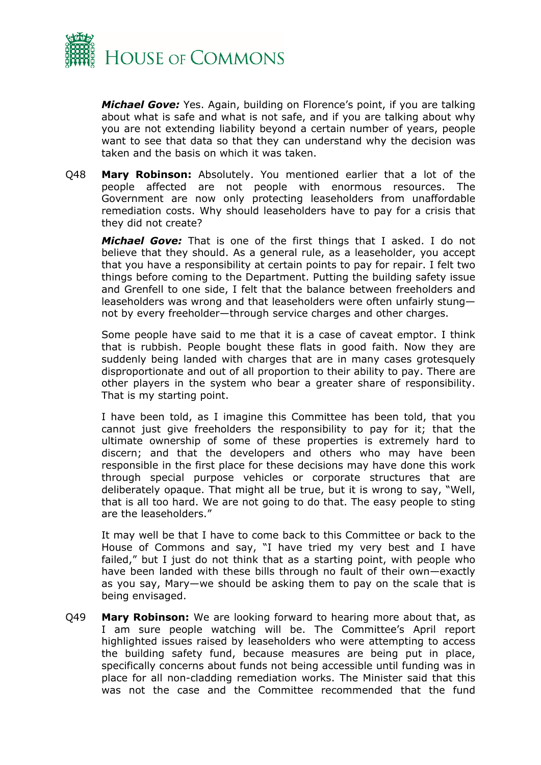***Michael Gove:*** Yes. Again, building on Florence's point, if you are talking about what is safe and what is not safe, and if you are talking about why you are not extending liability beyond a certain number of years, people want to see that data so that they can understand why the decision was taken and the basis on which it was taken.

Q48 **Mary Robinson:** Absolutely. You mentioned earlier that a lot of the people affected are not people with enormous resources. The Government are now only protecting leaseholders from unaffordable remediation costs. Why should leaseholders have to pay for a crisis that they did not create?

***Michael Gove:*** That is one of the first things that I asked. I do not believe that they should. As a general rule, as a leaseholder, you accept that you have a responsibility at certain points to pay for repair. I felt two things before coming to the Department. Putting the building safety issue and Grenfell to one side, I felt that the balance between freeholders and leaseholders was wrong and that leaseholders were often unfairly stung—not by every freeholder—through service charges and other charges.

Some people have said to me that it is a case of caveat emptor. I think that is rubbish. People bought these flats in good faith. Now they are suddenly being landed with charges that are in many cases grotesquely disproportionate and out of all proportion to their ability to pay. There are other players in the system who bear a greater share of responsibility. That is my starting point.

I have been told, as I imagine this Committee has been told, that you cannot just give freeholders the responsibility to pay for it; that the ultimate ownership of some of these properties is extremely hard to discern; and that the developers and others who may have been responsible in the first place for these decisions may have done this work through special purpose vehicles or corporate structures that are deliberately opaque. That might all be true, but it is wrong to say, "Well, that is all too hard. We are not going to do that. The easy people to sting are the leaseholders."

It may well be that I have to come back to this Committee or back to the House of Commons and say, "I have tried my very best and I have failed," but I just do not think that as a starting point, with people who have been landed with these bills through no fault of their own—exactly as you say, Mary—we should be asking them to pay on the scale that is being envisaged.

Q49 **Mary Robinson:** We are looking forward to hearing more about that, as I am sure people watching will be. The Committee's April report highlighted issues raised by leaseholders who were attempting to access the building safety fund, because measures are being put in place, specifically concerns about funds not being accessible until funding was in place for all non-cladding remediation works. The Minister said that this was not the case and the Committee recommended that the fund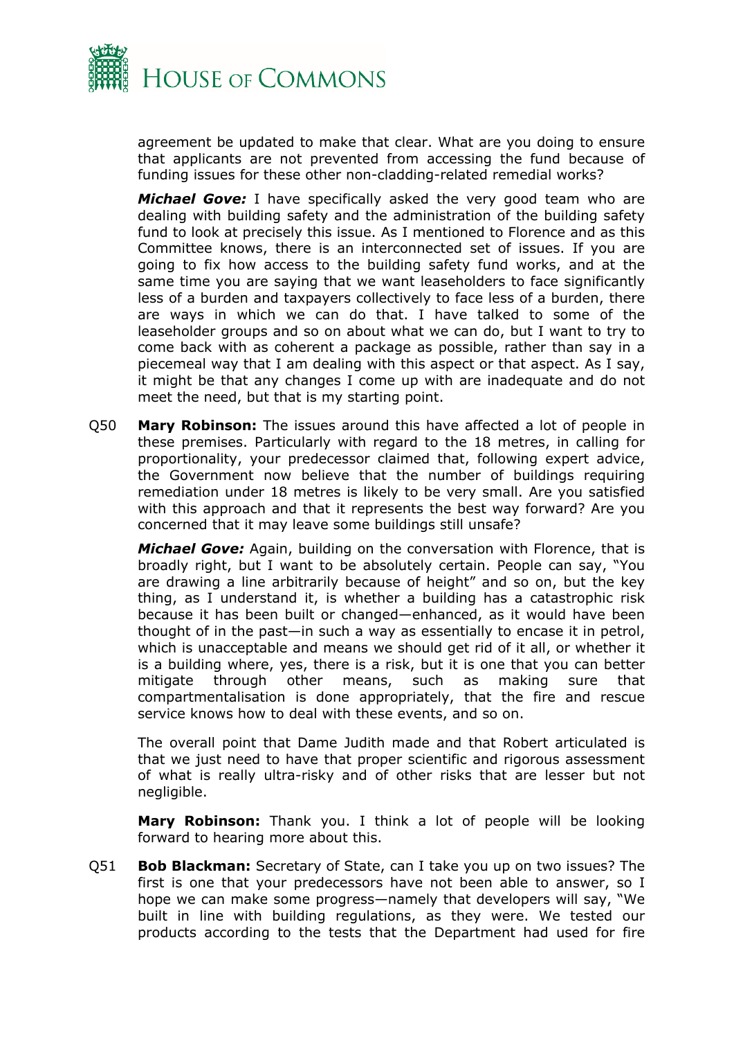agreement be updated to make that clear. What are you doing to ensure that applicants are not prevented from accessing the fund because of funding issues for these other non-cladding-related remedial works?

***Michael Gove:*** I have specifically asked the very good team who are dealing with building safety and the administration of the building safety fund to look at precisely this issue. As I mentioned to Florence and as this Committee knows, there is an interconnected set of issues. If you are going to fix how access to the building safety fund works, and at the same time you are saying that we want leaseholders to face significantly less of a burden and taxpayers collectively to face less of a burden, there are ways in which we can do that. I have talked to some of the leaseholder groups and so on about what we can do, but I want to try to come back with as coherent a package as possible, rather than say in a piecemeal way that I am dealing with this aspect or that aspect. As I say, it might be that any changes I come up with are inadequate and do not meet the need, but that is my starting point.

Q50 **Mary Robinson:** The issues around this have affected a lot of people in these premises. Particularly with regard to the 18 metres, in calling for proportionality, your predecessor claimed that, following expert advice, the Government now believe that the number of buildings requiring remediation under 18 metres is likely to be very small. Are you satisfied with this approach and that it represents the best way forward? Are you concerned that it may leave some buildings still unsafe?

***Michael Gove:*** Again, building on the conversation with Florence, that is broadly right, but I want to be absolutely certain. People can say, "You are drawing a line arbitrarily because of height" and so on, but the key thing, as I understand it, is whether a building has a catastrophic risk because it has been built or changed—enhanced, as it would have been thought of in the past—in such a way as essentially to encase it in petrol, which is unacceptable and means we should get rid of it all, or whether it is a building where, yes, there is a risk, but it is one that you can better mitigate through other means, such as making sure that compartmentalisation is done appropriately, that the fire and rescue service knows how to deal with these events, and so on.

The overall point that Dame Judith made and that Robert articulated is that we just need to have that proper scientific and rigorous assessment of what is really ultra-risky and of other risks that are lesser but not negligible.

**Mary Robinson:** Thank you. I think a lot of people will be looking forward to hearing more about this.

Q51 **Bob Blackman:** Secretary of State, can I take you up on two issues? The first is one that your predecessors have not been able to answer, so I hope we can make some progress—namely that developers will say, "We built in line with building regulations, as they were. We tested our products according to the tests that the Department had used for fire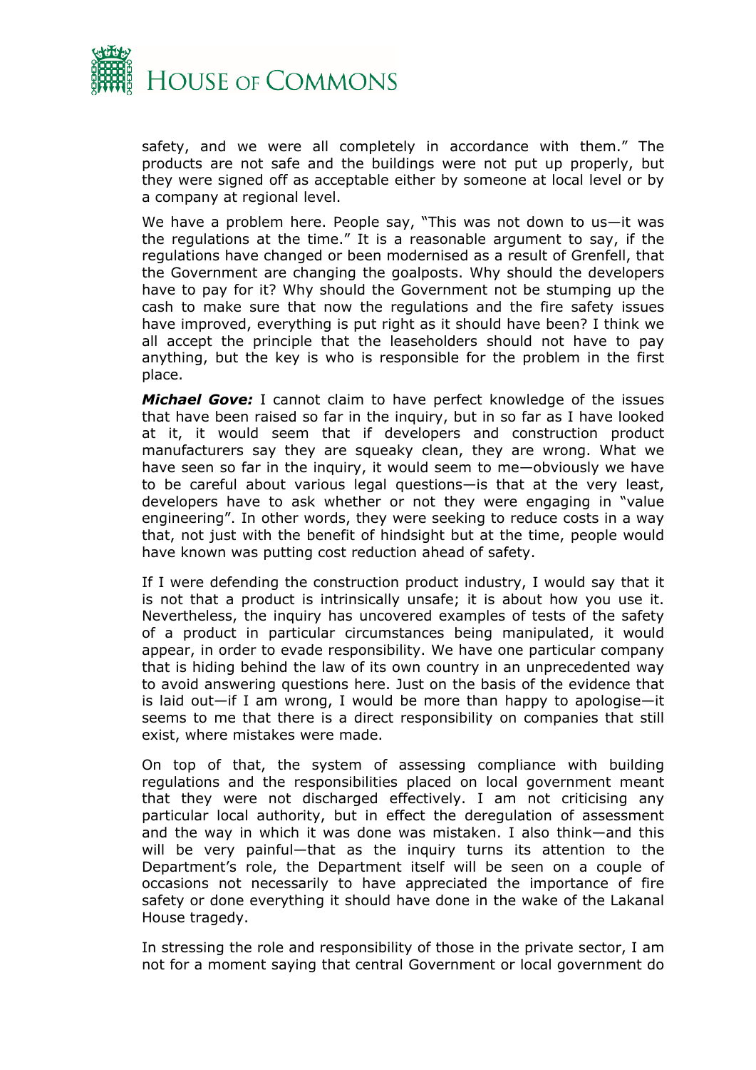safety, and we were all completely in accordance with them." The products are not safe and the buildings were not put up properly, but they were signed off as acceptable either by someone at local level or by a company at regional level.

We have a problem here. People say, "This was not down to us—it was the regulations at the time." It is a reasonable argument to say, if the regulations have changed or been modernised as a result of Grenfell, that the Government are changing the goalposts. Why should the developers have to pay for it? Why should the Government not be stumping up the cash to make sure that now the regulations and the fire safety issues have improved, everything is put right as it should have been? I think we all accept the principle that the leaseholders should not have to pay anything, but the key is who is responsible for the problem in the first place.

***Michael Gove:*** I cannot claim to have perfect knowledge of the issues that have been raised so far in the inquiry, but in so far as I have looked at it, it would seem that if developers and construction product manufacturers say they are squeaky clean, they are wrong. What we have seen so far in the inquiry, it would seem to me—obviously we have to be careful about various legal questions—is that at the very least, developers have to ask whether or not they were engaging in "value engineering". In other words, they were seeking to reduce costs in a way that, not just with the benefit of hindsight but at the time, people would have known was putting cost reduction ahead of safety.

If I were defending the construction product industry, I would say that it is not that a product is intrinsically unsafe; it is about how you use it. Nevertheless, the inquiry has uncovered examples of tests of the safety of a product in particular circumstances being manipulated, it would appear, in order to evade responsibility. We have one particular company that is hiding behind the law of its own country in an unprecedented way to avoid answering questions here. Just on the basis of the evidence that is laid out—if I am wrong, I would be more than happy to apologise—it seems to me that there is a direct responsibility on companies that still exist, where mistakes were made.

On top of that, the system of assessing compliance with building regulations and the responsibilities placed on local government meant that they were not discharged effectively. I am not criticising any particular local authority, but in effect the deregulation of assessment and the way in which it was done was mistaken. I also think—and this will be very painful—that as the inquiry turns its attention to the Department's role, the Department itself will be seen on a couple of occasions not necessarily to have appreciated the importance of fire safety or done everything it should have done in the wake of the Lakanal House tragedy.

In stressing the role and responsibility of those in the private sector, I am not for a moment saying that central Government or local government do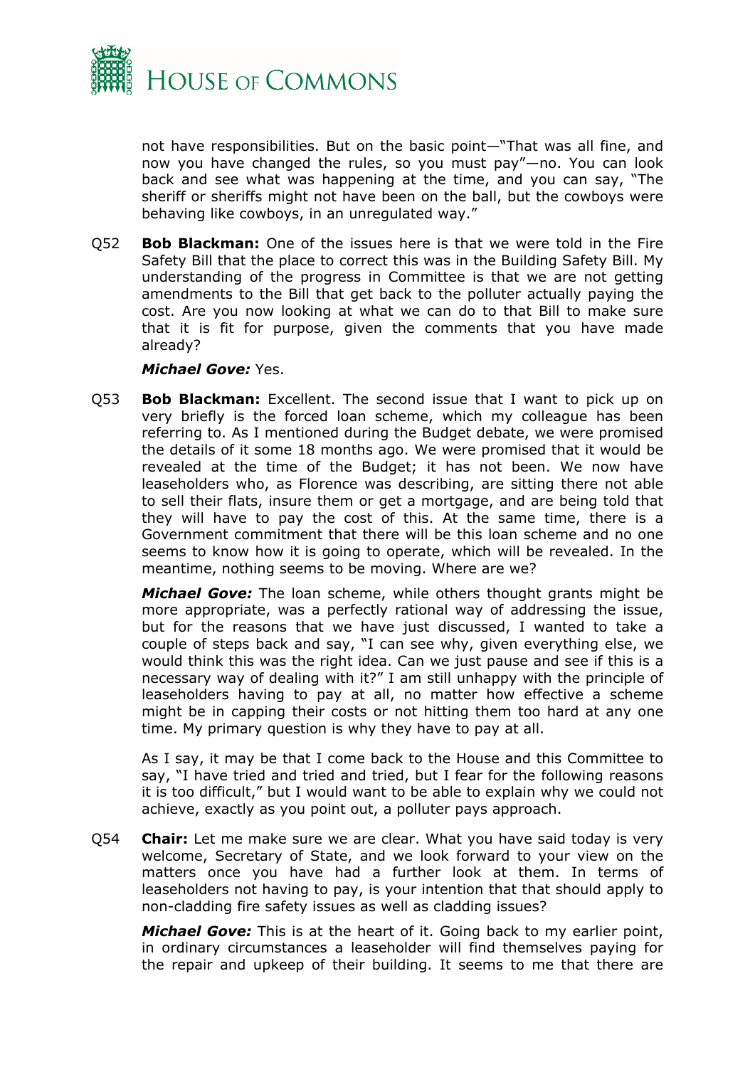not have responsibilities. But on the basic point—"That was all fine, and now you have changed the rules, so you must pay"—no. You can look back and see what was happening at the time, and you can say, "The sheriff or sheriffs might not have been on the ball, but the cowboys were behaving like cowboys, in an unregulated way."

Q52 **Bob Blackman:** One of the issues here is that we were told in the Fire Safety Bill that the place to correct this was in the Building Safety Bill. My understanding of the progress in Committee is that we are not getting amendments to the Bill that get back to the polluter actually paying the cost. Are you now looking at what we can do to that Bill to make sure that it is fit for purpose, given the comments that you have made already?

***Michael Gove:*** Yes.

Q53 **Bob Blackman:** Excellent. The second issue that I want to pick up on very briefly is the forced loan scheme, which my colleague has been referring to. As I mentioned during the Budget debate, we were promised the details of it some 18 months ago. We were promised that it would be revealed at the time of the Budget; it has not been. We now have leaseholders who, as Florence was describing, are sitting there not able to sell their flats, insure them or get a mortgage, and are being told that they will have to pay the cost of this. At the same time, there is a Government commitment that there will be this loan scheme and no one seems to know how it is going to operate, which will be revealed. In the meantime, nothing seems to be moving. Where are we?

***Michael Gove:*** The loan scheme, while others thought grants might be more appropriate, was a perfectly rational way of addressing the issue, but for the reasons that we have just discussed, I wanted to take a couple of steps back and say, "I can see why, given everything else, we would think this was the right idea. Can we just pause and see if this is a necessary way of dealing with it?" I am still unhappy with the principle of leaseholders having to pay at all, no matter how effective a scheme might be in capping their costs or not hitting them too hard at any one time. My primary question is why they have to pay at all.

As I say, it may be that I come back to the House and this Committee to say, "I have tried and tried and tried, but I fear for the following reasons it is too difficult," but I would want to be able to explain why we could not achieve, exactly as you point out, a polluter pays approach.

Q54 **Chair:** Let me make sure we are clear. What you have said today is very welcome, Secretary of State, and we look forward to your view on the matters once you have had a further look at them. In terms of leaseholders not having to pay, is your intention that that should apply to non-cladding fire safety issues as well as cladding issues?

***Michael Gove:*** This is at the heart of it. Going back to my earlier point, in ordinary circumstances a leaseholder will find themselves paying for the repair and upkeep of their building. It seems to me that there are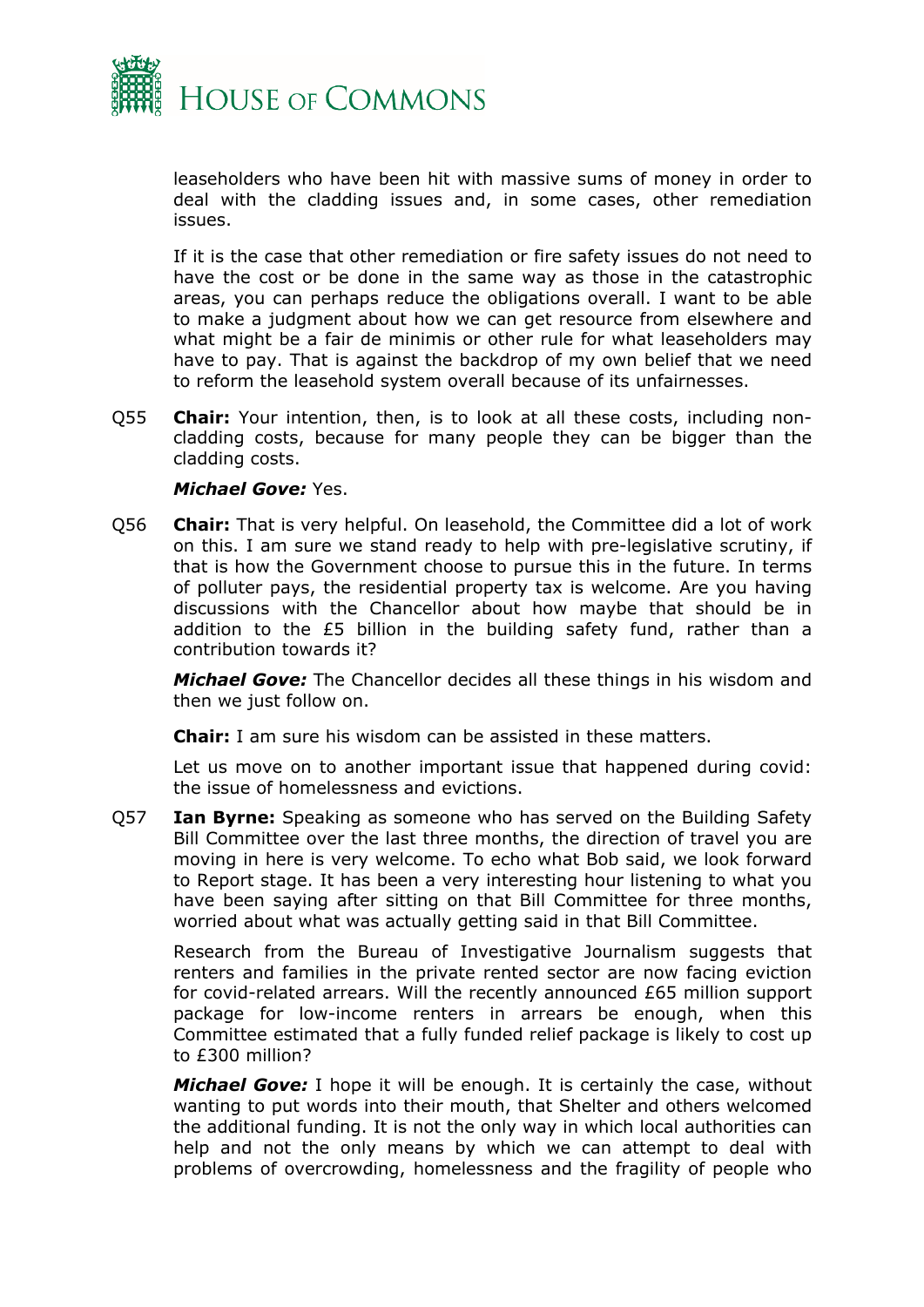leaseholders who have been hit with massive sums of money in order to deal with the cladding issues and, in some cases, other remediation issues.

If it is the case that other remediation or fire safety issues do not need to have the cost or be done in the same way as those in the catastrophic areas, you can perhaps reduce the obligations overall. I want to be able to make a judgment about how we can get resource from elsewhere and what might be a fair de minimis or other rule for what leaseholders may have to pay. That is against the backdrop of my own belief that we need to reform the leasehold system overall because of its unfairnesses.

Q55 **Chair:** Your intention, then, is to look at all these costs, including non-cladding costs, because for many people they can be bigger than the cladding costs.

***Michael Gove:*** Yes.

Q56 **Chair:** That is very helpful. On leasehold, the Committee did a lot of work on this. I am sure we stand ready to help with pre-legislative scrutiny, if that is how the Government choose to pursue this in the future. In terms of polluter pays, the residential property tax is welcome. Are you having discussions with the Chancellor about how maybe that should be in addition to the £5 billion in the building safety fund, rather than a contribution towards it?

***Michael Gove:*** The Chancellor decides all these things in his wisdom and then we just follow on.

**Chair:** I am sure his wisdom can be assisted in these matters.

Let us move on to another important issue that happened during covid: the issue of homelessness and evictions.

Q57 **Ian Byrne:** Speaking as someone who has served on the Building Safety Bill Committee over the last three months, the direction of travel you are moving in here is very welcome. To echo what Bob said, we look forward to Report stage. It has been a very interesting hour listening to what you have been saying after sitting on that Bill Committee for three months, worried about what was actually getting said in that Bill Committee.

Research from the Bureau of Investigative Journalism suggests that renters and families in the private rented sector are now facing eviction for covid-related arrears. Will the recently announced £65 million support package for low-income renters in arrears be enough, when this Committee estimated that a fully funded relief package is likely to cost up to £300 million?

***Michael Gove:*** I hope it will be enough. It is certainly the case, without wanting to put words into their mouth, that Shelter and others welcomed the additional funding. It is not the only way in which local authorities can help and not the only means by which we can attempt to deal with problems of overcrowding, homelessness and the fragility of people who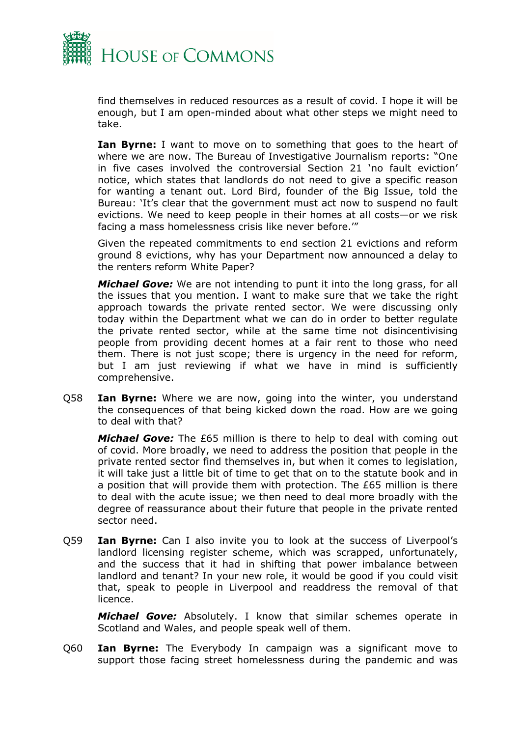find themselves in reduced resources as a result of covid. I hope it will be enough, but I am open-minded about what other steps we might need to take.

**Ian Byrne:** I want to move on to something that goes to the heart of where we are now. The Bureau of Investigative Journalism reports: "One in five cases involved the controversial Section 21 'no fault eviction' notice, which states that landlords do not need to give a specific reason for wanting a tenant out. Lord Bird, founder of the Big Issue, told the Bureau: 'It's clear that the government must act now to suspend no fault evictions. We need to keep people in their homes at all costs—or we risk facing a mass homelessness crisis like never before.'"

Given the repeated commitments to end section 21 evictions and reform ground 8 evictions, why has your Department now announced a delay to the renters reform White Paper?

***Michael Gove:*** We are not intending to punt it into the long grass, for all the issues that you mention. I want to make sure that we take the right approach towards the private rented sector. We were discussing only today within the Department what we can do in order to better regulate the private rented sector, while at the same time not disincentivising people from providing decent homes at a fair rent to those who need them. There is not just scope; there is urgency in the need for reform, but I am just reviewing if what we have in mind is sufficiently comprehensive.

Q58 **Ian Byrne:** Where we are now, going into the winter, you understand the consequences of that being kicked down the road. How are we going to deal with that?

***Michael Gove:*** The £65 million is there to help to deal with coming out of covid. More broadly, we need to address the position that people in the private rented sector find themselves in, but when it comes to legislation, it will take just a little bit of time to get that on to the statute book and in a position that will provide them with protection. The £65 million is there to deal with the acute issue; we then need to deal more broadly with the degree of reassurance about their future that people in the private rented sector need.

Q59 **Ian Byrne:** Can I also invite you to look at the success of Liverpool's landlord licensing register scheme, which was scrapped, unfortunately, and the success that it had in shifting that power imbalance between landlord and tenant? In your new role, it would be good if you could visit that, speak to people in Liverpool and readdress the removal of that licence.

***Michael Gove:*** Absolutely. I know that similar schemes operate in Scotland and Wales, and people speak well of them.

Q60 **Ian Byrne:** The Everybody In campaign was a significant move to support those facing street homelessness during the pandemic and was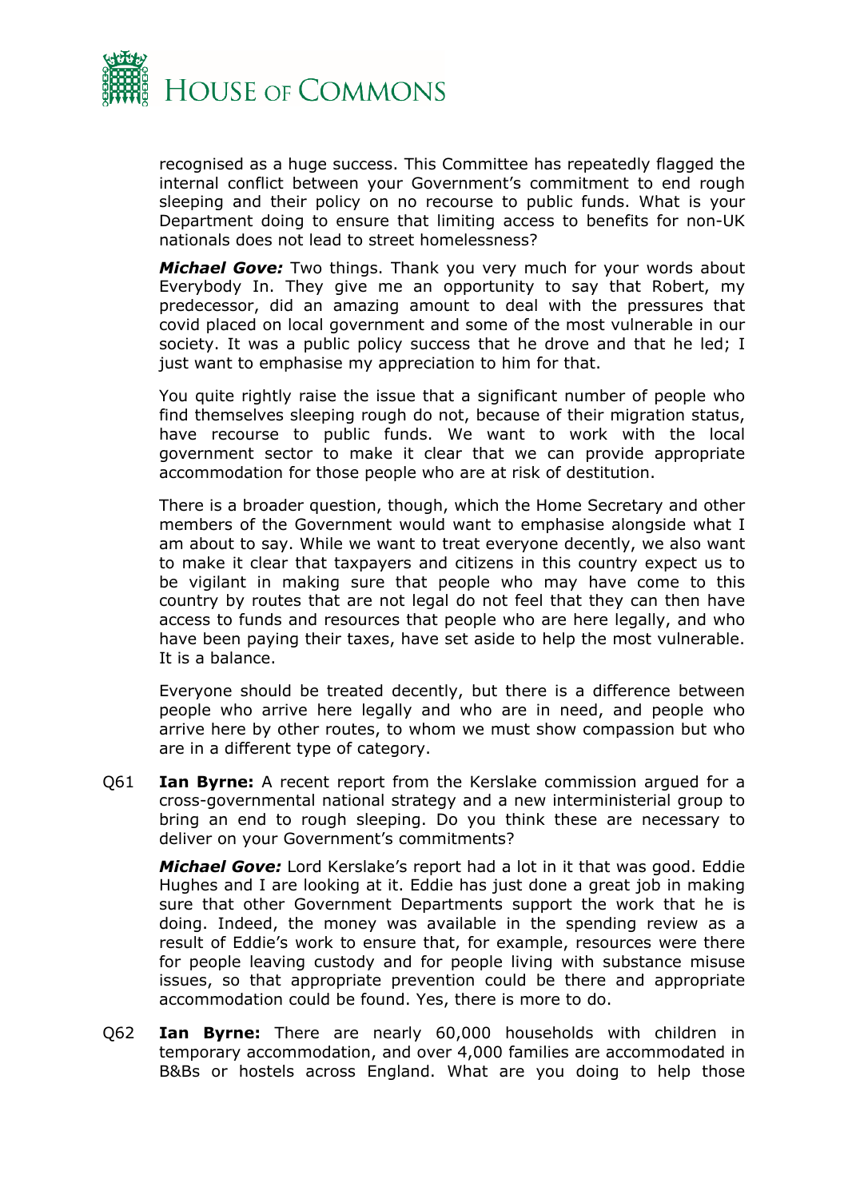recognised as a huge success. This Committee has repeatedly flagged the internal conflict between your Government's commitment to end rough sleeping and their policy on no recourse to public funds. What is your Department doing to ensure that limiting access to benefits for non-UK nationals does not lead to street homelessness?

***Michael Gove:*** Two things. Thank you very much for your words about Everybody In. They give me an opportunity to say that Robert, my predecessor, did an amazing amount to deal with the pressures that covid placed on local government and some of the most vulnerable in our society. It was a public policy success that he drove and that he led; I just want to emphasise my appreciation to him for that.

You quite rightly raise the issue that a significant number of people who find themselves sleeping rough do not, because of their migration status, have recourse to public funds. We want to work with the local government sector to make it clear that we can provide appropriate accommodation for those people who are at risk of destitution.

There is a broader question, though, which the Home Secretary and other members of the Government would want to emphasise alongside what I am about to say. While we want to treat everyone decently, we also want to make it clear that taxpayers and citizens in this country expect us to be vigilant in making sure that people who may have come to this country by routes that are not legal do not feel that they can then have access to funds and resources that people who are here legally, and who have been paying their taxes, have set aside to help the most vulnerable. It is a balance.

Everyone should be treated decently, but there is a difference between people who arrive here legally and who are in need, and people who arrive here by other routes, to whom we must show compassion but who are in a different type of category.

Q61 **Ian Byrne:** A recent report from the Kerslake commission argued for a cross-governmental national strategy and a new interministerial group to bring an end to rough sleeping. Do you think these are necessary to deliver on your Government's commitments?

***Michael Gove:*** Lord Kerslake's report had a lot in it that was good. Eddie Hughes and I are looking at it. Eddie has just done a great job in making sure that other Government Departments support the work that he is doing. Indeed, the money was available in the spending review as a result of Eddie's work to ensure that, for example, resources were there for people leaving custody and for people living with substance misuse issues, so that appropriate prevention could be there and appropriate accommodation could be found. Yes, there is more to do.

Q62 **Ian Byrne:** There are nearly 60,000 households with children in temporary accommodation, and over 4,000 families are accommodated in B&Bs or hostels across England. What are you doing to help those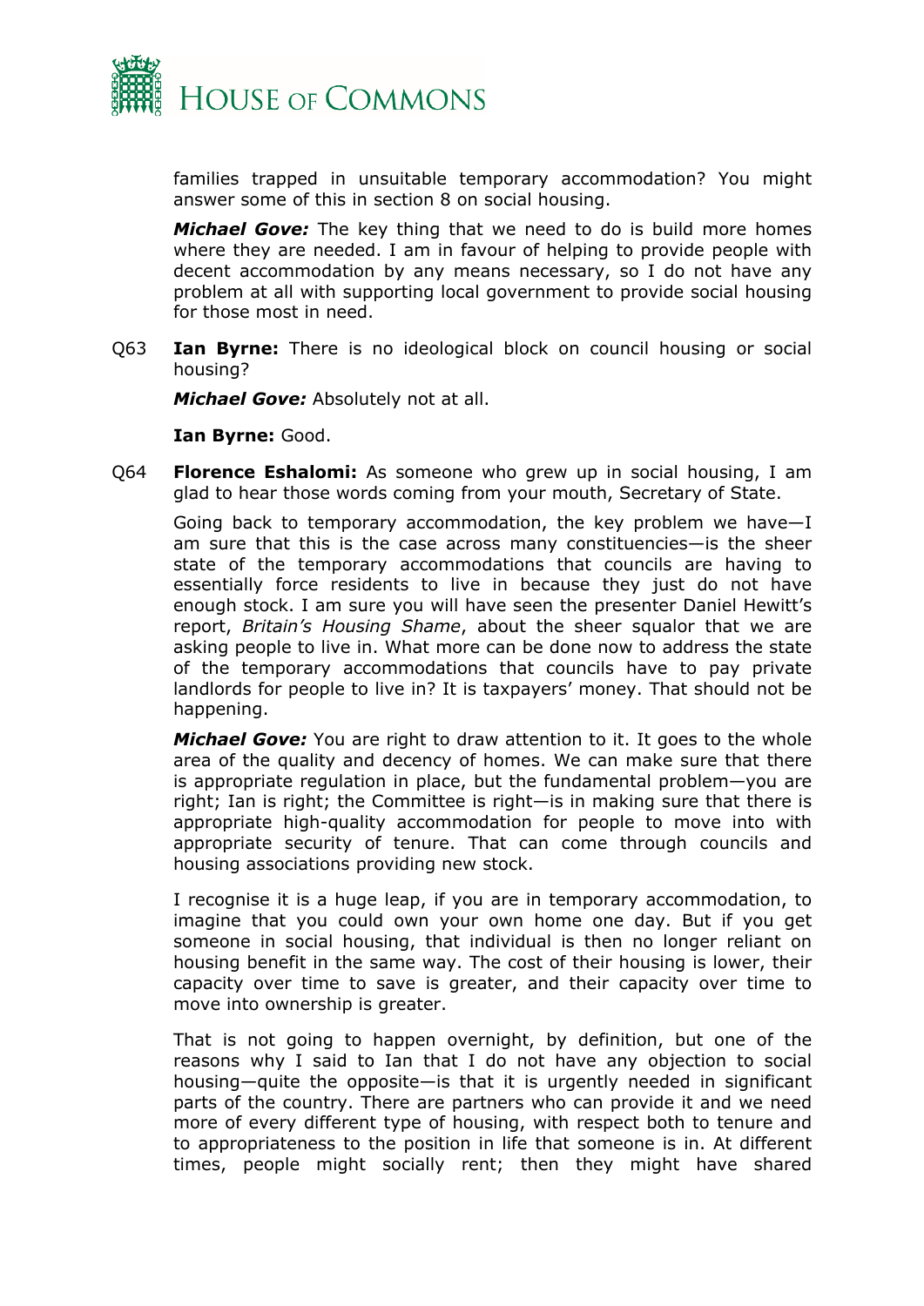families trapped in unsuitable temporary accommodation? You might answer some of this in section 8 on social housing.

***Michael Gove:*** The key thing that we need to do is build more homes where they are needed. I am in favour of helping to provide people with decent accommodation by any means necessary, so I do not have any problem at all with supporting local government to provide social housing for those most in need.

Q63 **Ian Byrne:** There is no ideological block on council housing or social housing?

***Michael Gove:*** Absolutely not at all.

**Ian Byrne:** Good.

Q64 **Florence Eshalomi:** As someone who grew up in social housing, I am glad to hear those words coming from your mouth, Secretary of State.

Going back to temporary accommodation, the key problem we have—I am sure that this is the case across many constituencies—is the sheer state of the temporary accommodations that councils are having to essentially force residents to live in because they just do not have enough stock. I am sure you will have seen the presenter Daniel Hewitt's report, *Britain's Housing Shame*, about the sheer squalor that we are asking people to live in. What more can be done now to address the state of the temporary accommodations that councils have to pay private landlords for people to live in? It is taxpayers' money. That should not be happening.

***Michael Gove:*** You are right to draw attention to it. It goes to the whole area of the quality and decency of homes. We can make sure that there is appropriate regulation in place, but the fundamental problem—you are right; Ian is right; the Committee is right—is in making sure that there is appropriate high-quality accommodation for people to move into with appropriate security of tenure. That can come through councils and housing associations providing new stock.

I recognise it is a huge leap, if you are in temporary accommodation, to imagine that you could own your own home one day. But if you get someone in social housing, that individual is then no longer reliant on housing benefit in the same way. The cost of their housing is lower, their capacity over time to save is greater, and their capacity over time to move into ownership is greater.

That is not going to happen overnight, by definition, but one of the reasons why I said to Ian that I do not have any objection to social housing—quite the opposite—is that it is urgently needed in significant parts of the country. There are partners who can provide it and we need more of every different type of housing, with respect both to tenure and to appropriateness to the position in life that someone is in. At different times, people might socially rent; then they might have shared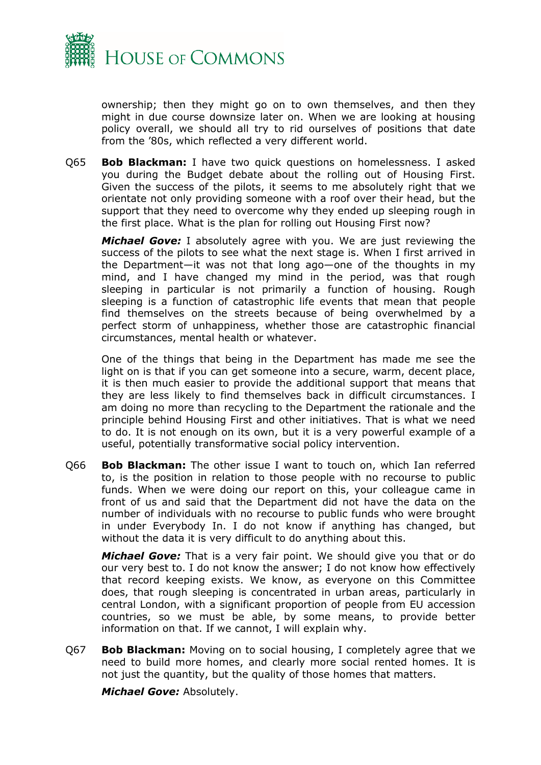ownership; then they might go on to own themselves, and then they might in due course downsize later on. When we are looking at housing policy overall, we should all try to rid ourselves of positions that date from the '80s, which reflected a very different world.

Q65 **Bob Blackman:** I have two quick questions on homelessness. I asked you during the Budget debate about the rolling out of Housing First. Given the success of the pilots, it seems to me absolutely right that we orientate not only providing someone with a roof over their head, but the support that they need to overcome why they ended up sleeping rough in the first place. What is the plan for rolling out Housing First now?

***Michael Gove:*** I absolutely agree with you. We are just reviewing the success of the pilots to see what the next stage is. When I first arrived in the Department—it was not that long ago—one of the thoughts in my mind, and I have changed my mind in the period, was that rough sleeping in particular is not primarily a function of housing. Rough sleeping is a function of catastrophic life events that mean that people find themselves on the streets because of being overwhelmed by a perfect storm of unhappiness, whether those are catastrophic financial circumstances, mental health or whatever.

One of the things that being in the Department has made me see the light on is that if you can get someone into a secure, warm, decent place, it is then much easier to provide the additional support that means that they are less likely to find themselves back in difficult circumstances. I am doing no more than recycling to the Department the rationale and the principle behind Housing First and other initiatives. That is what we need to do. It is not enough on its own, but it is a very powerful example of a useful, potentially transformative social policy intervention.

Q66 **Bob Blackman:** The other issue I want to touch on, which Ian referred to, is the position in relation to those people with no recourse to public funds. When we were doing our report on this, your colleague came in front of us and said that the Department did not have the data on the number of individuals with no recourse to public funds who were brought in under Everybody In. I do not know if anything has changed, but without the data it is very difficult to do anything about this.

***Michael Gove:*** That is a very fair point. We should give you that or do our very best to. I do not know the answer; I do not know how effectively that record keeping exists. We know, as everyone on this Committee does, that rough sleeping is concentrated in urban areas, particularly in central London, with a significant proportion of people from EU accession countries, so we must be able, by some means, to provide better information on that. If we cannot, I will explain why.

Q67 **Bob Blackman:** Moving on to social housing, I completely agree that we need to build more homes, and clearly more social rented homes. It is not just the quantity, but the quality of those homes that matters.

***Michael Gove:*** Absolutely.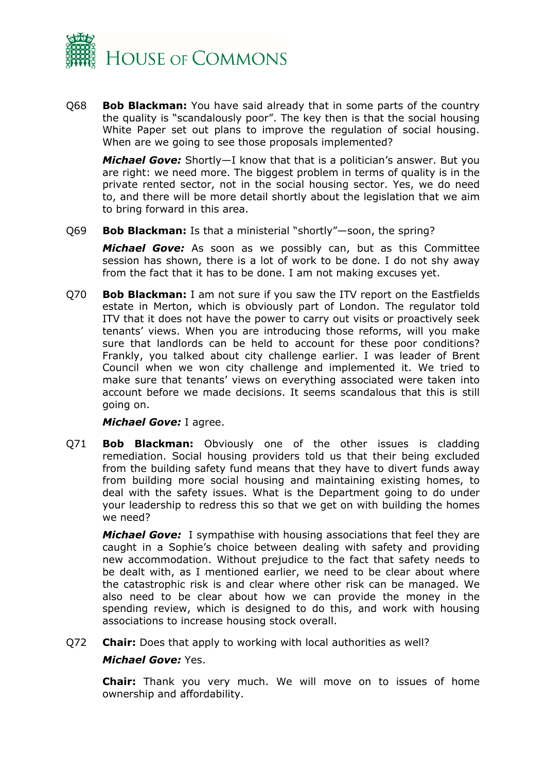Q68 **Bob Blackman:** You have said already that in some parts of the country the quality is "scandalously poor". The key then is that the social housing White Paper set out plans to improve the regulation of social housing. When are we going to see those proposals implemented?

***Michael Gove:*** Shortly—I know that that is a politician's answer. But you are right: we need more. The biggest problem in terms of quality is in the private rented sector, not in the social housing sector. Yes, we do need to, and there will be more detail shortly about the legislation that we aim to bring forward in this area.

Q69 **Bob Blackman:** Is that a ministerial "shortly"—soon, the spring?

***Michael Gove:*** As soon as we possibly can, but as this Committee session has shown, there is a lot of work to be done. I do not shy away from the fact that it has to be done. I am not making excuses yet.

Q70 **Bob Blackman:** I am not sure if you saw the ITV report on the Eastfields estate in Merton, which is obviously part of London. The regulator told ITV that it does not have the power to carry out visits or proactively seek tenants' views. When you are introducing those reforms, will you make sure that landlords can be held to account for these poor conditions? Frankly, you talked about city challenge earlier. I was leader of Brent Council when we won city challenge and implemented it. We tried to make sure that tenants' views on everything associated were taken into account before we made decisions. It seems scandalous that this is still going on.

***Michael Gove:*** I agree.

Q71 **Bob Blackman:** Obviously one of the other issues is cladding remediation. Social housing providers told us that their being excluded from the building safety fund means that they have to divert funds away from building more social housing and maintaining existing homes, to deal with the safety issues. What is the Department going to do under your leadership to redress this so that we get on with building the homes we need?

***Michael Gove:*** I sympathise with housing associations that feel they are caught in a Sophie's choice between dealing with safety and providing new accommodation. Without prejudice to the fact that safety needs to be dealt with, as I mentioned earlier, we need to be clear about where the catastrophic risk is and clear where other risk can be managed. We also need to be clear about how we can provide the money in the spending review, which is designed to do this, and work with housing associations to increase housing stock overall.

Q72 **Chair:** Does that apply to working with local authorities as well?

***Michael Gove:*** Yes.

**Chair:** Thank you very much. We will move on to issues of home ownership and affordability.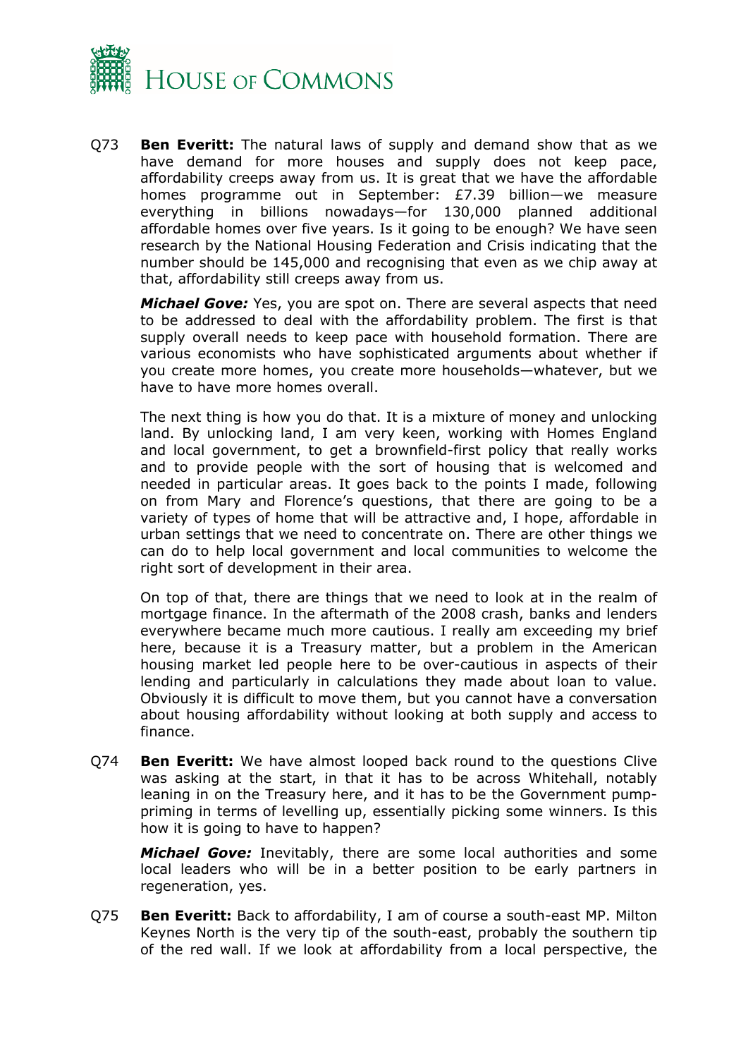Q73 **Ben Everitt:** The natural laws of supply and demand show that as we have demand for more houses and supply does not keep pace, affordability creeps away from us. It is great that we have the affordable homes programme out in September: £7.39 billion—we measure everything in billions nowadays—for 130,000 planned additional affordable homes over five years. Is it going to be enough? We have seen research by the National Housing Federation and Crisis indicating that the number should be 145,000 and recognising that even as we chip away at that, affordability still creeps away from us.

***Michael Gove:*** Yes, you are spot on. There are several aspects that need to be addressed to deal with the affordability problem. The first is that supply overall needs to keep pace with household formation. There are various economists who have sophisticated arguments about whether if you create more homes, you create more households—whatever, but we have to have more homes overall.

The next thing is how you do that. It is a mixture of money and unlocking land. By unlocking land, I am very keen, working with Homes England and local government, to get a brownfield-first policy that really works and to provide people with the sort of housing that is welcomed and needed in particular areas. It goes back to the points I made, following on from Mary and Florence's questions, that there are going to be a variety of types of home that will be attractive and, I hope, affordable in urban settings that we need to concentrate on. There are other things we can do to help local government and local communities to welcome the right sort of development in their area.

On top of that, there are things that we need to look at in the realm of mortgage finance. In the aftermath of the 2008 crash, banks and lenders everywhere became much more cautious. I really am exceeding my brief here, because it is a Treasury matter, but a problem in the American housing market led people here to be over-cautious in aspects of their lending and particularly in calculations they made about loan to value. Obviously it is difficult to move them, but you cannot have a conversation about housing affordability without looking at both supply and access to finance.

Q74 **Ben Everitt:** We have almost looped back round to the questions Clive was asking at the start, in that it has to be across Whitehall, notably leaning in on the Treasury here, and it has to be the Government pump-priming in terms of levelling up, essentially picking some winners. Is this how it is going to have to happen?

***Michael Gove:*** Inevitably, there are some local authorities and some local leaders who will be in a better position to be early partners in regeneration, yes.

Q75 **Ben Everitt:** Back to affordability, I am of course a south-east MP. Milton Keynes North is the very tip of the south-east, probably the southern tip of the red wall. If we look at affordability from a local perspective, the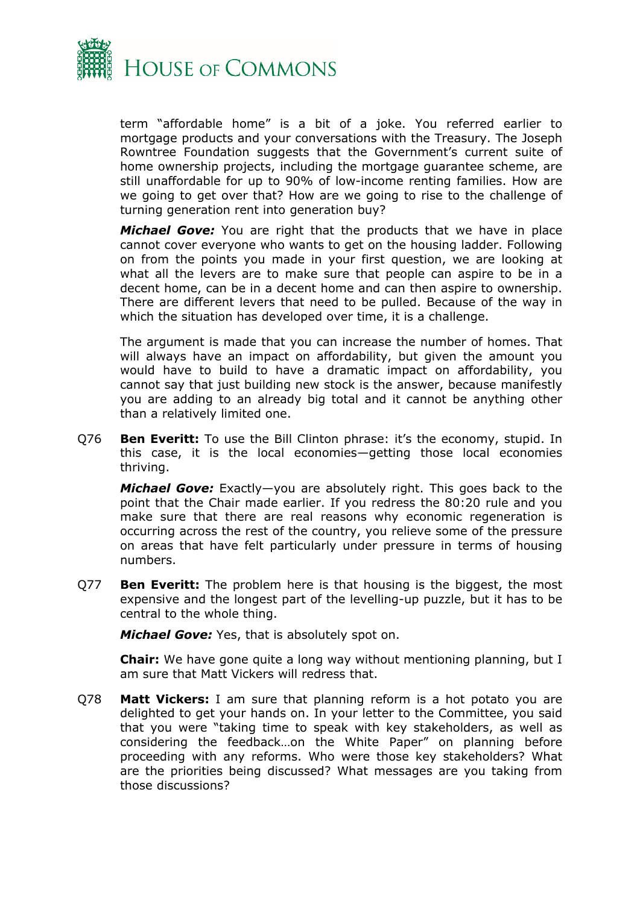term "affordable home" is a bit of a joke. You referred earlier to mortgage products and your conversations with the Treasury. The Joseph Rowntree Foundation suggests that the Government's current suite of home ownership projects, including the mortgage guarantee scheme, are still unaffordable for up to 90% of low-income renting families. How are we going to get over that? How are we going to rise to the challenge of turning generation rent into generation buy?

***Michael Gove:*** You are right that the products that we have in place cannot cover everyone who wants to get on the housing ladder. Following on from the points you made in your first question, we are looking at what all the levers are to make sure that people can aspire to be in a decent home, can be in a decent home and can then aspire to ownership. There are different levers that need to be pulled. Because of the way in which the situation has developed over time, it is a challenge.

The argument is made that you can increase the number of homes. That will always have an impact on affordability, but given the amount you would have to build to have a dramatic impact on affordability, you cannot say that just building new stock is the answer, because manifestly you are adding to an already big total and it cannot be anything other than a relatively limited one.

Q76 **Ben Everitt:** To use the Bill Clinton phrase: it's the economy, stupid. In this case, it is the local economies—getting those local economies thriving.

***Michael Gove:*** Exactly—you are absolutely right. This goes back to the point that the Chair made earlier. If you redress the 80:20 rule and you make sure that there are real reasons why economic regeneration is occurring across the rest of the country, you relieve some of the pressure on areas that have felt particularly under pressure in terms of housing numbers.

Q77 **Ben Everitt:** The problem here is that housing is the biggest, the most expensive and the longest part of the levelling-up puzzle, but it has to be central to the whole thing.

***Michael Gove:*** Yes, that is absolutely spot on.

**Chair:** We have gone quite a long way without mentioning planning, but I am sure that Matt Vickers will redress that.

Q78 **Matt Vickers:** I am sure that planning reform is a hot potato you are delighted to get your hands on. In your letter to the Committee, you said that you were "taking time to speak with key stakeholders, as well as considering the feedback…on the White Paper" on planning before proceeding with any reforms. Who were those key stakeholders? What are the priorities being discussed? What messages are you taking from those discussions?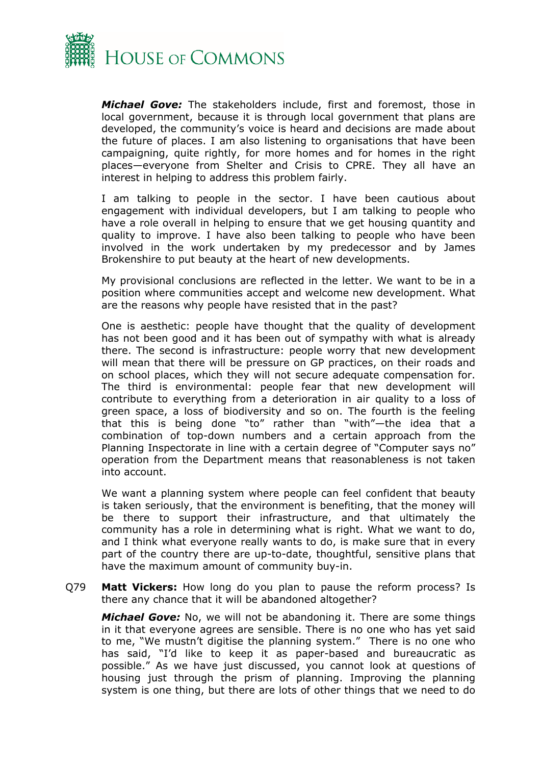***Michael Gove:*** The stakeholders include, first and foremost, those in local government, because it is through local government that plans are developed, the community's voice is heard and decisions are made about the future of places. I am also listening to organisations that have been campaigning, quite rightly, for more homes and for homes in the right places—everyone from Shelter and Crisis to CPRE. They all have an interest in helping to address this problem fairly.

I am talking to people in the sector. I have been cautious about engagement with individual developers, but I am talking to people who have a role overall in helping to ensure that we get housing quantity and quality to improve. I have also been talking to people who have been involved in the work undertaken by my predecessor and by James Brokenshire to put beauty at the heart of new developments.

My provisional conclusions are reflected in the letter. We want to be in a position where communities accept and welcome new development. What are the reasons why people have resisted that in the past?

One is aesthetic: people have thought that the quality of development has not been good and it has been out of sympathy with what is already there. The second is infrastructure: people worry that new development will mean that there will be pressure on GP practices, on their roads and on school places, which they will not secure adequate compensation for. The third is environmental: people fear that new development will contribute to everything from a deterioration in air quality to a loss of green space, a loss of biodiversity and so on. The fourth is the feeling that this is being done "to" rather than "with"—the idea that a combination of top-down numbers and a certain approach from the Planning Inspectorate in line with a certain degree of "Computer says no" operation from the Department means that reasonableness is not taken into account.

We want a planning system where people can feel confident that beauty is taken seriously, that the environment is benefiting, that the money will be there to support their infrastructure, and that ultimately the community has a role in determining what is right. What we want to do, and I think what everyone really wants to do, is make sure that in every part of the country there are up-to-date, thoughtful, sensitive plans that have the maximum amount of community buy-in.

Q79 **Matt Vickers:** How long do you plan to pause the reform process? Is there any chance that it will be abandoned altogether?

***Michael Gove:*** No, we will not be abandoning it. There are some things in it that everyone agrees are sensible. There is no one who has yet said to me, "We mustn't digitise the planning system." There is no one who has said, "I'd like to keep it as paper-based and bureaucratic as possible." As we have just discussed, you cannot look at questions of housing just through the prism of planning. Improving the planning system is one thing, but there are lots of other things that we need to do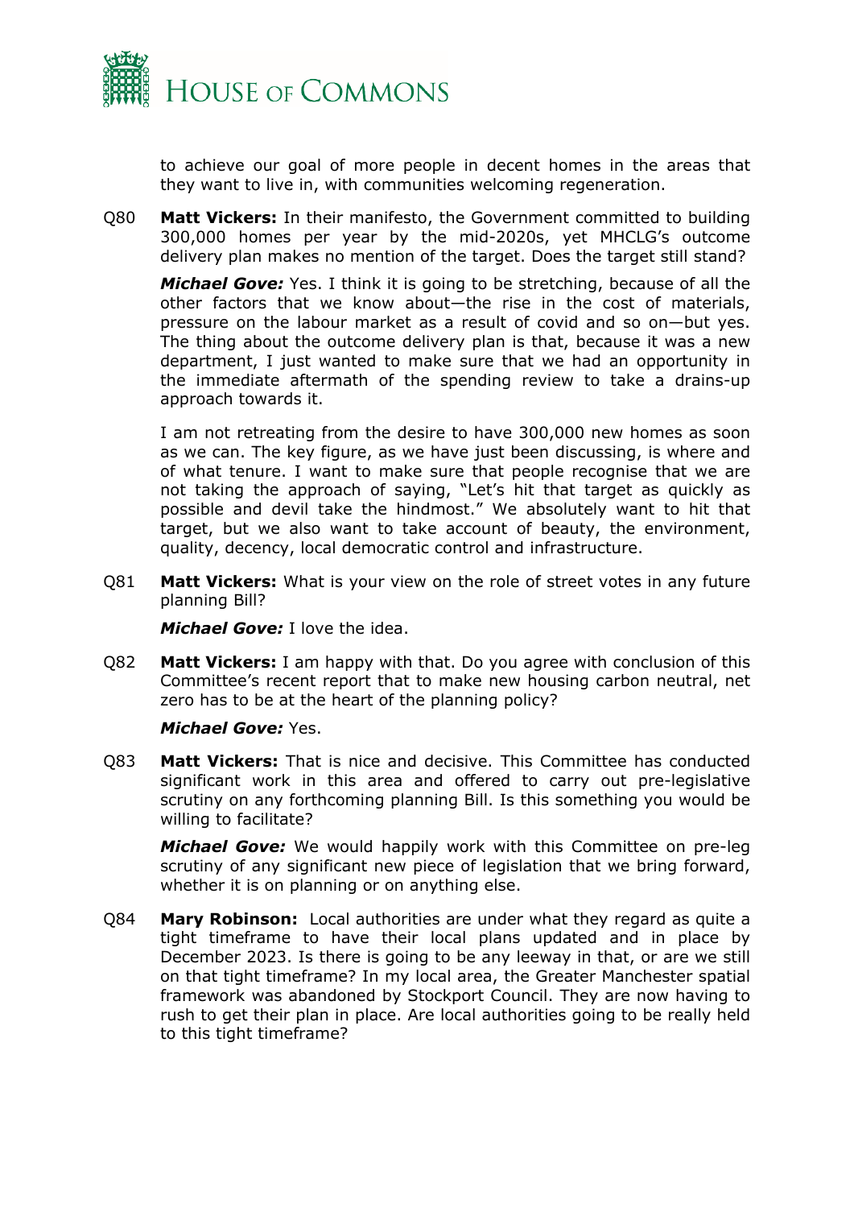to achieve our goal of more people in decent homes in the areas that they want to live in, with communities welcoming regeneration.

Q80 **Matt Vickers:** In their manifesto, the Government committed to building 300,000 homes per year by the mid-2020s, yet MHCLG's outcome delivery plan makes no mention of the target. Does the target still stand?

***Michael Gove:*** Yes. I think it is going to be stretching, because of all the other factors that we know about—the rise in the cost of materials, pressure on the labour market as a result of covid and so on—but yes. The thing about the outcome delivery plan is that, because it was a new department, I just wanted to make sure that we had an opportunity in the immediate aftermath of the spending review to take a drains-up approach towards it.

I am not retreating from the desire to have 300,000 new homes as soon as we can. The key figure, as we have just been discussing, is where and of what tenure. I want to make sure that people recognise that we are not taking the approach of saying, "Let's hit that target as quickly as possible and devil take the hindmost." We absolutely want to hit that target, but we also want to take account of beauty, the environment, quality, decency, local democratic control and infrastructure.

Q81 **Matt Vickers:** What is your view on the role of street votes in any future planning Bill?

***Michael Gove:*** I love the idea.

Q82 **Matt Vickers:** I am happy with that. Do you agree with conclusion of this Committee's recent report that to make new housing carbon neutral, net zero has to be at the heart of the planning policy?

***Michael Gove:*** Yes.

Q83 **Matt Vickers:** That is nice and decisive. This Committee has conducted significant work in this area and offered to carry out pre-legislative scrutiny on any forthcoming planning Bill. Is this something you would be willing to facilitate?

***Michael Gove:*** We would happily work with this Committee on pre-leg scrutiny of any significant new piece of legislation that we bring forward, whether it is on planning or on anything else.

Q84 **Mary Robinson:** Local authorities are under what they regard as quite a tight timeframe to have their local plans updated and in place by December 2023. Is there is going to be any leeway in that, or are we still on that tight timeframe? In my local area, the Greater Manchester spatial framework was abandoned by Stockport Council. They are now having to rush to get their plan in place. Are local authorities going to be really held to this tight timeframe?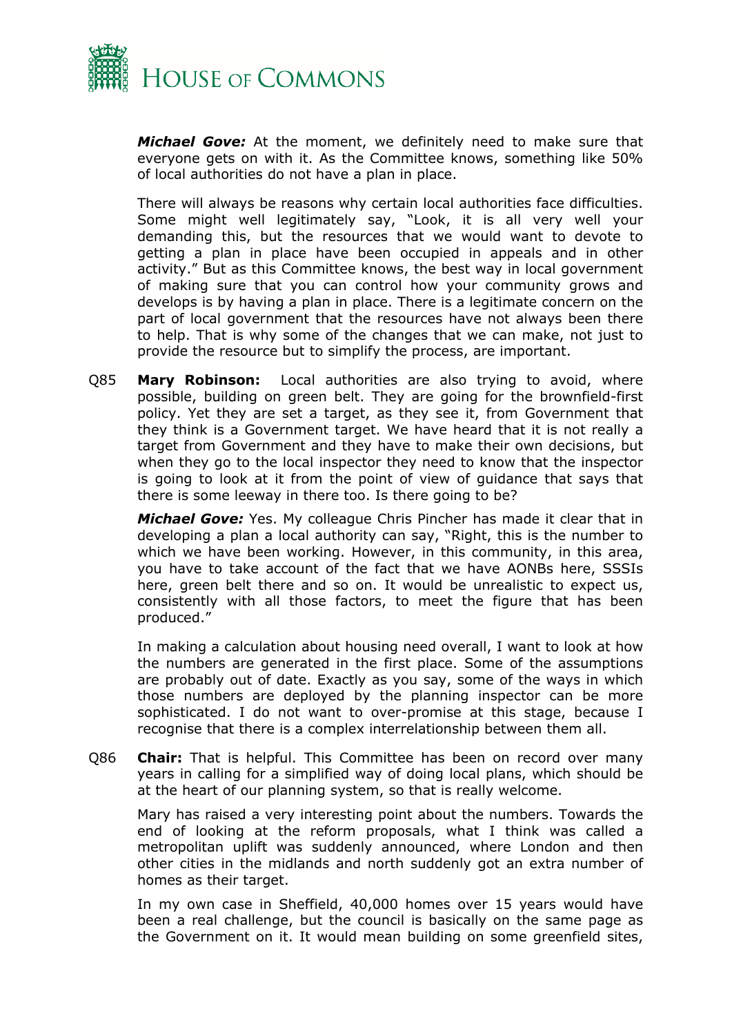***Michael Gove:*** At the moment, we definitely need to make sure that everyone gets on with it. As the Committee knows, something like 50% of local authorities do not have a plan in place.

There will always be reasons why certain local authorities face difficulties. Some might well legitimately say, "Look, it is all very well your demanding this, but the resources that we would want to devote to getting a plan in place have been occupied in appeals and in other activity." But as this Committee knows, the best way in local government of making sure that you can control how your community grows and develops is by having a plan in place. There is a legitimate concern on the part of local government that the resources have not always been there to help. That is why some of the changes that we can make, not just to provide the resource but to simplify the process, are important.

Q85 **Mary Robinson:** Local authorities are also trying to avoid, where possible, building on green belt. They are going for the brownfield-first policy. Yet they are set a target, as they see it, from Government that they think is a Government target. We have heard that it is not really a target from Government and they have to make their own decisions, but when they go to the local inspector they need to know that the inspector is going to look at it from the point of view of guidance that says that there is some leeway in there too. Is there going to be?

***Michael Gove:*** Yes. My colleague Chris Pincher has made it clear that in developing a plan a local authority can say, "Right, this is the number to which we have been working. However, in this community, in this area, you have to take account of the fact that we have AONBs here, SSSIs here, green belt there and so on. It would be unrealistic to expect us, consistently with all those factors, to meet the figure that has been produced."

In making a calculation about housing need overall, I want to look at how the numbers are generated in the first place. Some of the assumptions are probably out of date. Exactly as you say, some of the ways in which those numbers are deployed by the planning inspector can be more sophisticated. I do not want to over-promise at this stage, because I recognise that there is a complex interrelationship between them all.

Q86 **Chair:** That is helpful. This Committee has been on record over many years in calling for a simplified way of doing local plans, which should be at the heart of our planning system, so that is really welcome.

Mary has raised a very interesting point about the numbers. Towards the end of looking at the reform proposals, what I think was called a metropolitan uplift was suddenly announced, where London and then other cities in the midlands and north suddenly got an extra number of homes as their target.

In my own case in Sheffield, 40,000 homes over 15 years would have been a real challenge, but the council is basically on the same page as the Government on it. It would mean building on some greenfield sites,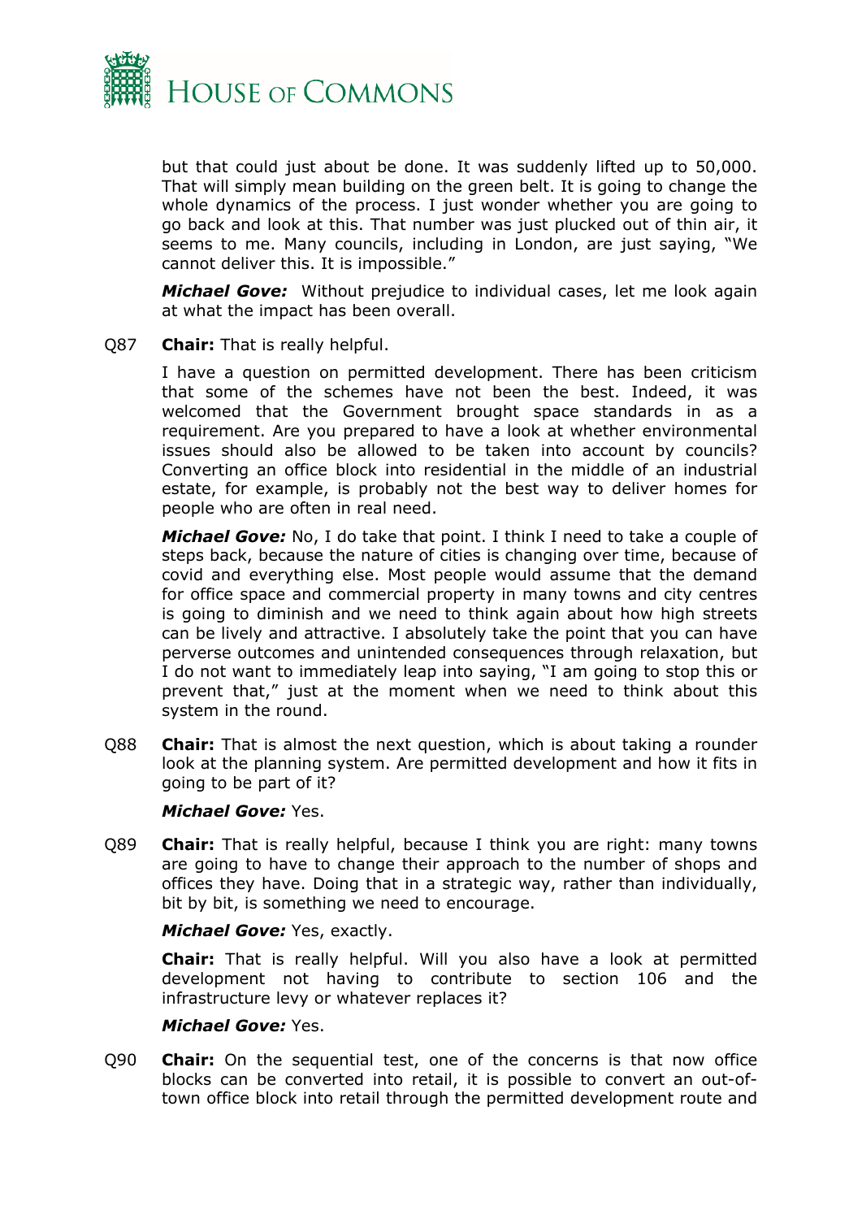but that could just about be done. It was suddenly lifted up to 50,000. That will simply mean building on the green belt. It is going to change the whole dynamics of the process. I just wonder whether you are going to go back and look at this. That number was just plucked out of thin air, it seems to me. Many councils, including in London, are just saying, "We cannot deliver this. It is impossible."

***Michael Gove:*** Without prejudice to individual cases, let me look again at what the impact has been overall.

Q87 **Chair:** That is really helpful.

I have a question on permitted development. There has been criticism that some of the schemes have not been the best. Indeed, it was welcomed that the Government brought space standards in as a requirement. Are you prepared to have a look at whether environmental issues should also be allowed to be taken into account by councils? Converting an office block into residential in the middle of an industrial estate, for example, is probably not the best way to deliver homes for people who are often in real need.

***Michael Gove:*** No, I do take that point. I think I need to take a couple of steps back, because the nature of cities is changing over time, because of covid and everything else. Most people would assume that the demand for office space and commercial property in many towns and city centres is going to diminish and we need to think again about how high streets can be lively and attractive. I absolutely take the point that you can have perverse outcomes and unintended consequences through relaxation, but I do not want to immediately leap into saying, "I am going to stop this or prevent that," just at the moment when we need to think about this system in the round.

Q88 **Chair:** That is almost the next question, which is about taking a rounder look at the planning system. Are permitted development and how it fits in going to be part of it?

***Michael Gove:*** Yes.

Q89 **Chair:** That is really helpful, because I think you are right: many towns are going to have to change their approach to the number of shops and offices they have. Doing that in a strategic way, rather than individually, bit by bit, is something we need to encourage.

***Michael Gove:*** Yes, exactly.

**Chair:** That is really helpful. Will you also have a look at permitted development not having to contribute to section 106 and the infrastructure levy or whatever replaces it?

***Michael Gove:*** Yes.

Q90 **Chair:** On the sequential test, one of the concerns is that now office blocks can be converted into retail, it is possible to convert an out-of-town office block into retail through the permitted development route and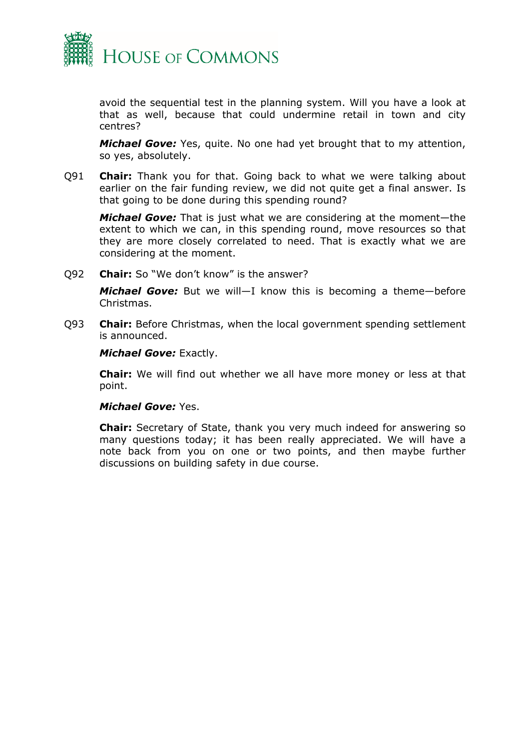avoid the sequential test in the planning system. Will you have a look at that as well, because that could undermine retail in town and city centres?

***Michael Gove:*** Yes, quite. No one had yet brought that to my attention, so yes, absolutely.

Q91 **Chair:** Thank you for that. Going back to what we were talking about earlier on the fair funding review, we did not quite get a final answer. Is that going to be done during this spending round?

***Michael Gove:*** That is just what we are considering at the moment—the extent to which we can, in this spending round, move resources so that they are more closely correlated to need. That is exactly what we are considering at the moment.

Q92 **Chair:** So "We don't know" is the answer?

***Michael Gove:*** But we will—I know this is becoming a theme—before Christmas.

Q93 **Chair:** Before Christmas, when the local government spending settlement is announced.

***Michael Gove:*** Exactly.

**Chair:** We will find out whether we all have more money or less at that point.

***Michael Gove:*** Yes.

**Chair:** Secretary of State, thank you very much indeed for answering so many questions today; it has been really appreciated. We will have a note back from you on one or two points, and then maybe further discussions on building safety in due course.